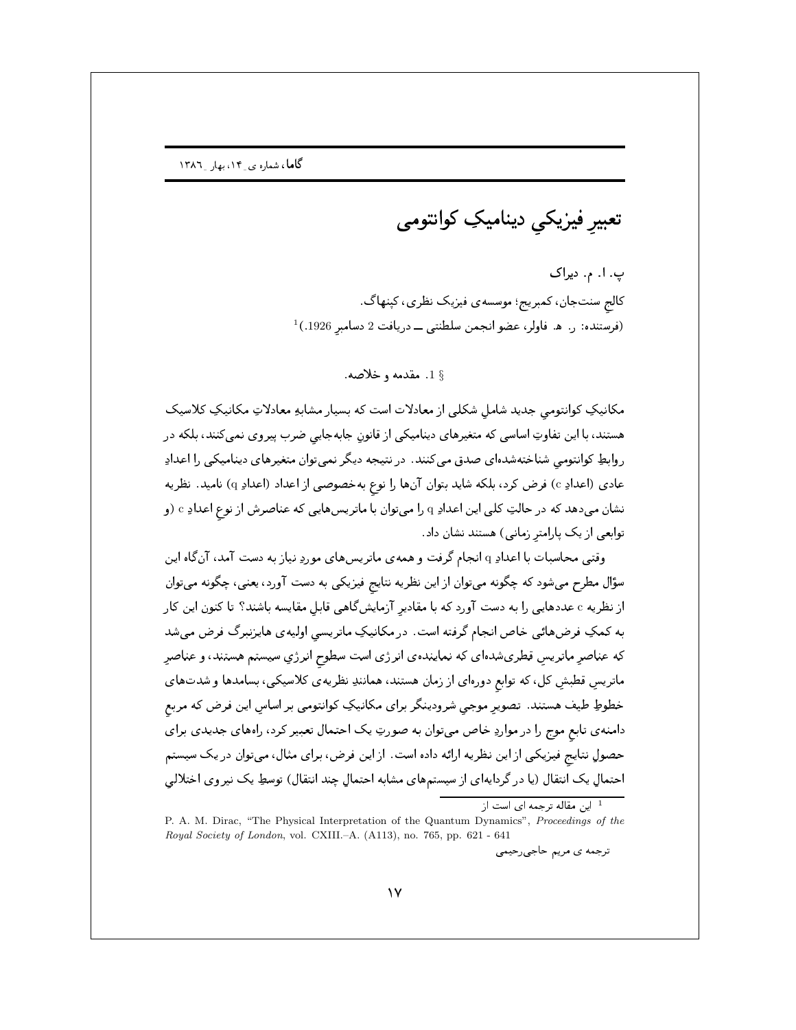# تعبیرِ فیزیکیِ دینامیکِ کوانتومی

پ. ا. م. دیراک

کالجِ سنت‌جان، کمبریج؛ موسسه‌ی فیزیک نظری، کپنهاگ.

(فرستنده: ر. ه. فاولر، عضو انجمن سلطنتی ــ دریافت 2 دسامبرِ 1926.)[1]

## § 1. مقدمه و خلاصه.

مکانیکِ کوانتومیِ جدید شاملِ شکلی از معادلات است که بسیار مشابهِ معادلاتِ مکانیکِ کلاسیک هستند، با این تفاوتِ اساسی که متغیرهای دینامیکی از قانونِ جابه‌جاییِ ضرب پیروی نمی‌کنند، بلکه در روابطِ کوانتومیِ شناخته‌شده‌ای صدق می‌کنند. در نتیجه دیگر نمی‌توان متغیرهای دینامیکی را اعدادِ عادی (اعدادِ c) فرض کرد، بلکه شاید بتوان آن‌ها را نوعِ به‌خصوصی از اعداد (اعدادِ q) نامید. نظریه نشان می‌دهد که در حالتِ کلیِ این اعدادِ q را می‌توان با ماتریس‌هایی که عناصرش از نوعِ اعدادِ c (و توابعی از یک پارامترِ زمانی) هستند نشان داد.

وقتی محاسبات با اعدادِ q انجام گرفت و همه‌ی ماتریس‌های موردِ نیاز به دست آمد، آن‌گاه این سؤال مطرح می‌شود که چگونه می‌توان از این نظریه نتایجِ فیزیکی به دست آورد، یعنی، چگونه می‌توان از نظریه c عددهایی را به دست آورد که با مقادیرِ آزمایش‌گاهی قابلِ مقایسه باشند؟ تا کنون این کار به کمکِ فرض‌هائی خاص انجام گرفته است. در مکانیکِ ماتریسیِ اولیه‌ی هایزنبرگ فرض می‌شد که عناصرِ ماتریسِ قطری‌شده‌ای که نماینده‌ی انرژی است سطوحِ انرژیِ سیستم هستند، و عناصرِ ماتریسِ قطبشِ کل، که توابعِ دوره‌ای از زمان هستند، همانندِ نظریه‌ی کلاسیکی، بسامدها و شدت‌های خطوطِ طیف هستند. تصویرِ موجیِ شرودینگر برای مکانیکِ کوانتومی بر اساسِ این فرض که مربعِ دامنه‌ی تابعِ موج را در مواردِ خاص می‌توان به صورتِ یک احتمال تعبیر کرد، راه‌های جدیدی برای حصولِ نتایجِ فیزیکی از این نظریه ارائه داده است. از این فرض، برای مثال، می‌توان در یک سیستم احتمالِ یک انتقال (یا در گردایه‌ای از سیستم‌های مشابه احتمالِ چند انتقال) توسطِ یک نیروی اختلالیِ

---

[1] این مقاله ترجمه ای است از

P. A. M. Dirac, "The Physical Interpretation of the Quantum Dynamics", *Proceedings of the Royal Society of London*, vol. CXIII.–A. (A113), no. 765, pp. 621 - 641

ترجمه ی مریم حاجی‌رحیمی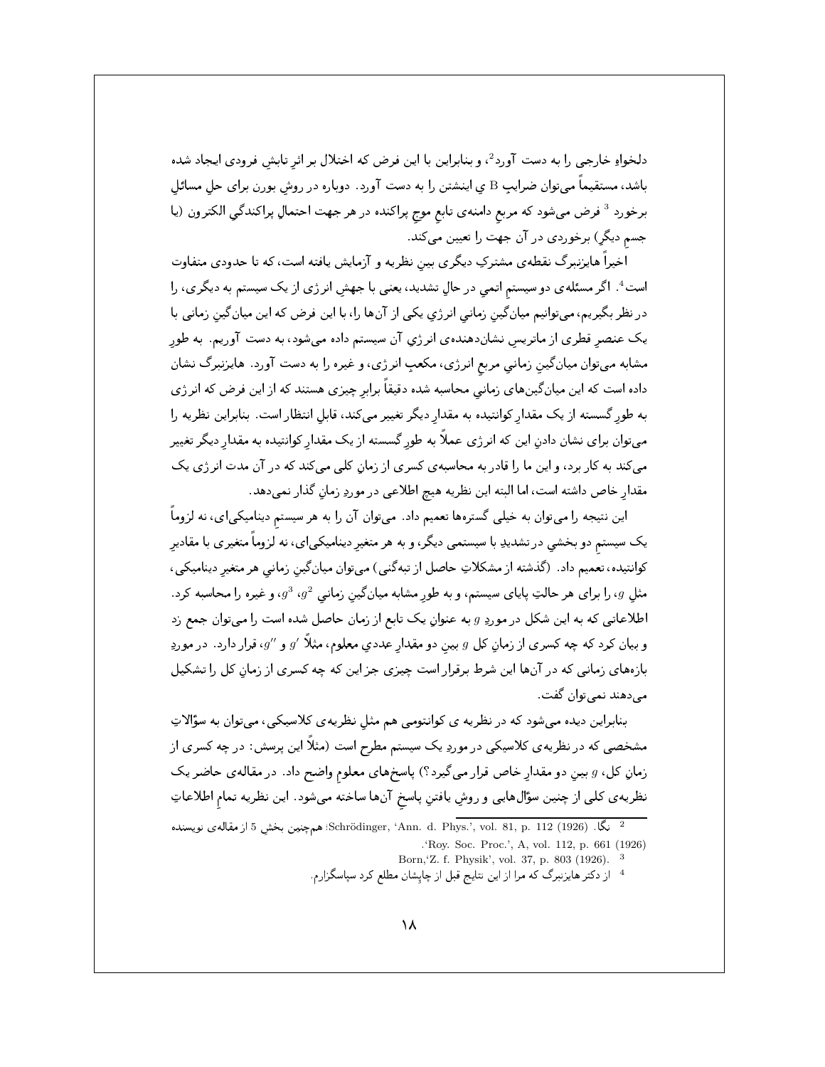دلخواهِ خارجی را به دست آورد[2]، و بنابراین با این فرض که اختلال بر اثرِ تابشِ فرودی ایجاد شده باشد، مستقیماً می‌توان ضرایبِ B ی اینشتن را به دست آورد. دوباره در روشِ بورن برای حلِ مسائلِ برخورد [3] فرض می‌شود که مربعِ دامنه‌ی تابعِ موجِ پراکنده در هر جهت احتمالِ پراکندگیِ الکترون (یا جسمِ دیگر) برخوردی در آن جهت را تعیین می‌کند.

اخیراً هایزنبرگ نقطه‌ی مشترکِ دیگری بینِ نظریه و آزمایش یافته است، که تا حدودی متفاوت است[4]. اگر مسئله‌ی دو سیستمِ اتمی در حالِ تشدید، یعنی با جهشِ انرژی از یک سیستم به دیگری، را در نظر بگیریم، می‌توانیم میان‌گینِ زمانیِ انرژیِ یکی از آن‌ها را، با این فرض که این میان‌گینِ زمانی با یک عنصرِ قطری از ماتریسِ نشان‌دهنده‌ی انرژی آن سیستم داده می‌شود، به دست آوریم. به طورِ مشابه می‌توان میان‌گینِ زمانیِ مربعِ انرژی، مکعبِ انرژی، و غیره را به دست آورد. هایزنبرگ نشان داده است که این میان‌گین‌های زمانیِ محاسبه شده دقیقاً برابرِ چیزی هستند که از این فرض که انرژی به طورِ گسسته از یک مقدارِ کوانتیده به مقدارِ دیگر تغییر می‌کند، قابلِ انتظار است. بنابراین نظریه را می‌توان برای نشان دادنِ این که انرژی عملاً به طورِ گسسته از یک مقدارِ کوانتیده به مقدارِ دیگر تغییر می‌کند به کار برد، و این ما را قادر به محاسبه‌ی کسری از زمانِ کلی می‌کند که در آن مدت انرژی یک مقدارِ خاص داشته است، اما البته این نظریه هیچ اطلاعی در موردِ زمانِ گذار نمی‌دهد.

این نتیجه را می‌توان به خیلی گستره‌ها تعمیم داد. می‌توان آن را به هر سیستمِ دینامیکی‌ای، نه لزوماً یک سیستمِ دو بخشیِ در تشدید با سیستمی دیگر، و به هر متغیرِ دینامیکی‌ای، نه لزوماً متغیری با مقادیرِ کوانتیده، تعمیم داد. (گذشته از مشکلاتِ حاصل از تبه‌گنی) می‌توان میان‌گینِ زمانیِ هر متغیرِ دینامیکی، مثلِ $g$، را برای هر حالتِ پایای سیستم، و به طورِ مشابه میان‌گینِ زمانیِ $g^2$، $g^3$، و غیره را محاسبه کرد. اطلاعاتی که به این شکل در موردِ $g$ به عنوانِ یک تابع از زمان حاصل شده است را می‌توان جمع زد و بیان کرد که چه کسری از زمانِ کل $g$ بینِ دو مقدارِ عددیِ معلوم، مثلاً $g'$ و $g''$، قرار دارد. در موردِ بازه‌های زمانی که در آن‌ها این شرط برقرار است چیزی جز این که چه کسری از زمانِ کل را تشکیل می‌دهند نمی‌توان گفت.

بنابراین دیده می‌شود که در نظریه ی کوانتومی هم مثلِ نظریه‌ی کلاسیکی، می‌توان به سؤالاتِ مشخصی که در نظریه‌ی کلاسیکی در موردِ یک سیستم مطرح است (مثلاً این پرسش: در چه کسری از زمانِ کل، $g$ بینِ دو مقدارِ خاص قرار می‌گیرد؟) پاسخ‌های معلومِ واضح داد. در مقاله‌ی حاضر یک نظریه‌ی کلی از چنین سؤال‌هایی و روشِ یافتنِ پاسخِ آن‌ها ساخته می‌شود. این نظریه تمامِ اطلاعاتِ

---

[2] نگا. Schrödinger, 'Ann. d. Phys.', vol. 81, p. 112 (1926)؛ همچنین بخشِ 5 از مقاله‌ی نویسنده 'Roy. Soc. Proc.', A, vol. 112, p. 661 (1926).

[3] Born,'Z. f. Physik', vol. 37, p. 803 (1926).

[4] از دکتر هایزنبرگ که مرا از این نتایج قبل از چاپشان مطلع کرد سپاسگزارم.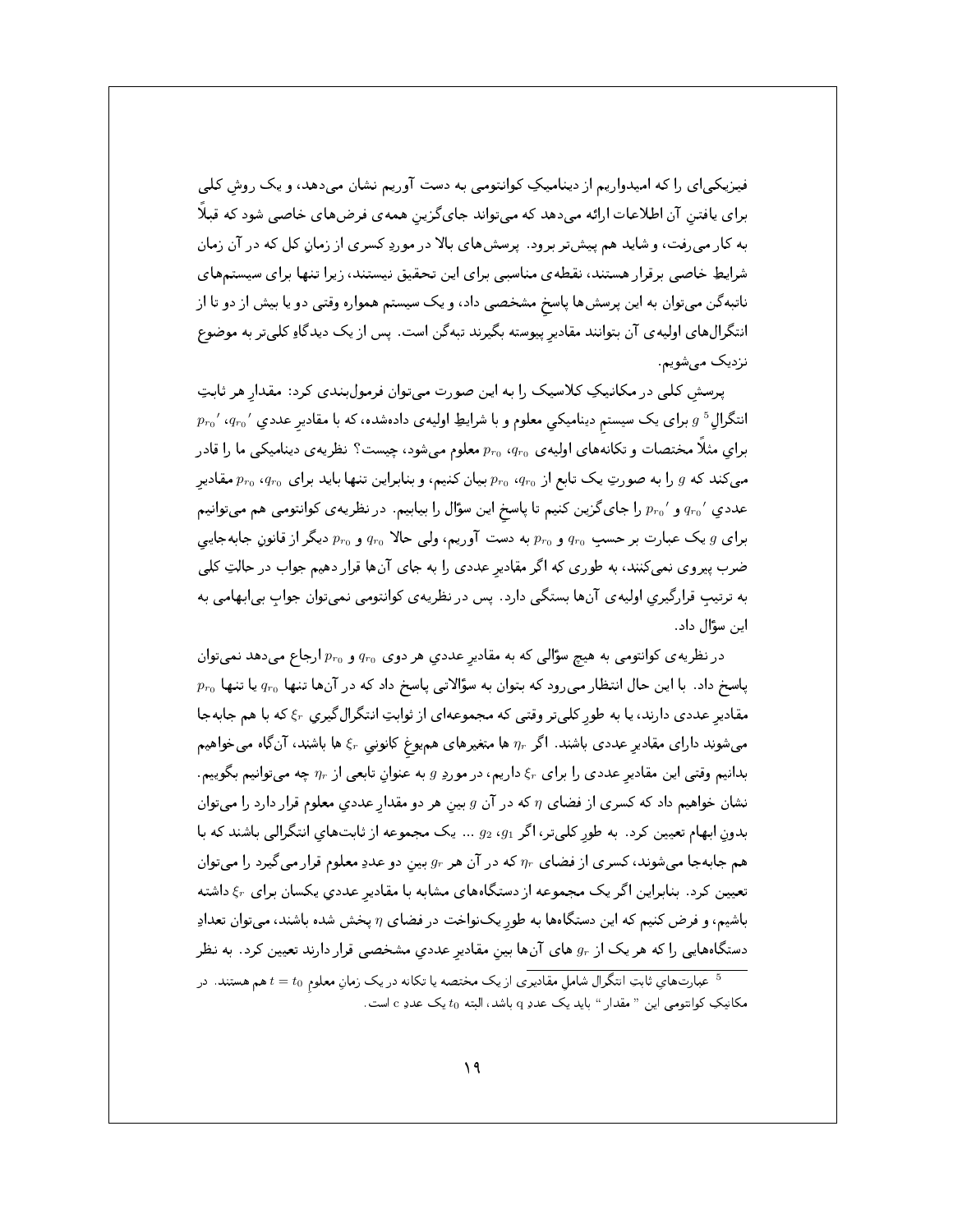فیزیکی‌ای را که امیدواریم از دینامیکِ کوانتومی به دست آوریم نشان می‌دهد، و یک روشِ کلی برای یافتنِ آن اطلاعات ارائه می‌دهد که می‌تواند جای‌گزینِ همه‌ی فرض‌های خاصی شود که قبلاً به کار می‌رفت، و شاید هم پیش‌تر برود. پرسش‌های بالا در موردِ کسری از زمانِ کل که در آن زمان شرایطِ خاصی برقرار هستند، نقطه‌ی مناسبی برای این تحقیق نیستند، زیرا تنها برای سیستم‌های ناتبه‌گن می‌توان به این پرسش‌ها پاسخِ مشخصی داد، و یک سیستم همواره وقتی دو یا بیش از دو تا از انتگرال‌های اولیه‌ی آن بتوانند مقادیرِ پیوسته بگیرند تبه‌گن است. پس از یک دیدگاهِ کلی‌تر به موضوع نزدیک می‌شویم.

پرسشِ کلی در مکانیکِ کلاسیک را به این صورت می‌توان فرمول‌بندی کرد: مقدارِ هر ثابتِ انتگرالِ[5] $g$ برای یک سیستمِ دینامیکیِ معلوم و با شرایطِ اولیه‌ی داده‌شده، که با مقادیرِ عددیِ $q_{r0}{}'$، $p_{r0}{}'$ برایِ مثلاً مختصات و تکانه‌های اولیه‌ی $q_{r0}$، $p_{r0}$ معلوم می‌شود، چیست؟ نظریه‌ی دینامیکی ما قادر می‌کند که $g$ را به صورتِ یک تابع از $q_{r0}$، $p_{r0}$ بیان کنیم، و بنابراین تنها باید برای $q_{r0}$، $p_{r0}$ مقادیرِ عددیِ $q_{r0}{}'$ و $p_{r0}{}'$ را جای‌گزین کنیم تا پاسخِ این سؤال را بیابیم. در نظریه‌ی کوانتومی هم می‌توانیم برای $g$ یک عبارت بر حسبِ $q_{r0}$ و $p_{r0}$ به دست آوریم، ولی حالا $q_{r0}$ و $p_{r0}$ دیگر از قانونِ جابه‌جاییِ ضرب پیروی نمی‌کنند، به طوری که اگر مقادیرِ عددی را به جای آن‌ها قرار دهیم جواب در حالتِ کلی به ترتیبِ قرارگیریِ اولیه‌ی آن‌ها بستگی دارد. پس در نظریه‌ی کوانتومی نمی‌توان جوابِ بی‌ابهامی به این سؤال داد.

در نظریه‌ی کوانتومی به هیچ سؤالی که به مقادیرِ عددیِ هر دوی $q_{r0}$ و $p_{r0}$ ارجاع می‌دهد نمی‌توان پاسخ داد. با این حال انتظار می‌رود که بتوان به سؤالاتی پاسخ داد که در آن‌ها تنها $q_{r0}$ یا تنها $p_{r0}$ مقادیرِ عددی دارند، یا به طورِ کلی‌تر وقتی که مجموعه‌ای از ثوابتِ انتگرال‌گیریِ $\xi_r$ که با هم جابه‌جا می‌شوند دارای مقادیرِ عددی باشند. اگر $\eta_r$ ها متغیرهای هم‌یوغِ کانونیِ $\xi_r$ ها باشند، آن‌گاه می‌خواهیم بدانیم وقتی این مقادیرِ عددی را برای $\xi_r$ داریم، در موردِ $g$ به عنوانِ تابعی از $\eta_r$ چه می‌توانیم بگوییم. نشان خواهیم داد که کسری از فضای $\eta$ که در آن $g$ بینِ هر دو مقدارِ عددیِ معلوم قرار دارد را می‌توان بدونِ ابهام تعیین کرد. به طورِ کلی‌تر، اگر $g_1$، $g_2$ ... یک مجموعه از ثابت‌هایِ انتگرالی باشند که با هم جابه‌جا می‌شوند، کسری از فضای $\eta_r$ که در آن هر $g_r$ بینِ دو عددِ معلوم قرار می‌گیرد را می‌توان تعیین کرد. بنابراین اگر یک مجموعه از دستگاه‌های مشابه با مقادیرِ عددیِ یکسان برای $\xi_r$ داشته باشیم، و فرض کنیم که این دستگاه‌ها به طورِ یک‌نواخت در فضای $\eta$ پخش شده باشند، می‌توان تعدادِ دستگاه‌هایی را که هر یک از $g_r$ های آن‌ها بینِ مقادیرِ عددیِ مشخصی قرار دارند تعیین کرد. به نظر

---

[5] عبارت‌هایِ ثابتِ انتگرال شاملِ مقادیری از یک مختصه یا تکانه در یک زمانِ معلومِ $t = t_0$ هم هستند. در مکانیکِ کوانتومی این "مقدار" باید یک عددِ q باشد، البته $t_0$ یک عددِ c است.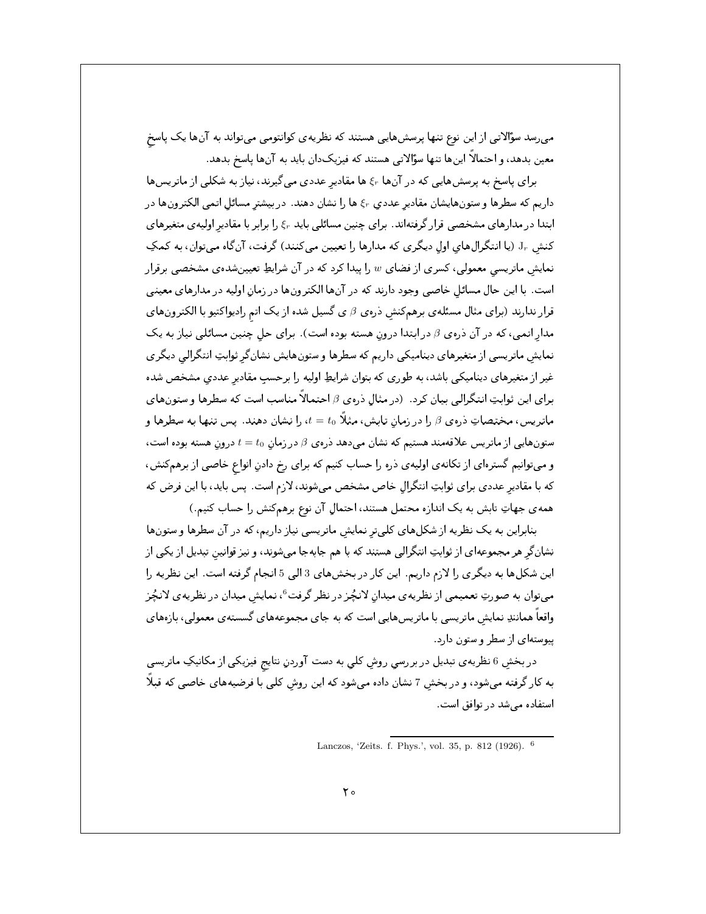می‌رسد سؤالاتی از این نوع تنها پرسش‌هایی هستند که نظریه‌ی کوانتومی می‌تواند به آن‌ها یک پاسخِ معین بدهد، و احتمالاً این‌ها تنها سؤالاتی هستند که فیزیک‌دان باید به آن‌ها پاسخ بدهد.

برای پاسخ به پرسش‌هایی که در آن‌ها $\xi_r$ ها مقادیرِ عددی می‌گیرند، نیاز به شکلی از ماتریس‌ها داریم که سطرها و ستون‌هایشان مقادیرِ عددیِ $\xi_r$ ها را نشان دهند. در بیشترِ مسائلِ اتمی الکترون‌ها در ابتدا در مدارهای مشخصی قرار گرفته‌اند. برای چنین مسائلی باید $\xi_r$ را برابر با مقادیرِ اولیه‌ی متغیرهای کنشِ $J_r$ (یا انتگرال‌هایِ اولِ دیگری که مدارها را تعیین می‌کنند) گرفت، آن‌گاه می‌توان، به کمکِ نمایشِ ماتریسیِ معمولی، کسری از فضای $w$ را پیدا کرد که در آن شرایطِ تعیین‌شده‌ی مشخصی برقرار است. با این حال مسائلِ خاصی وجود دارند که در آن‌ها الکترون‌ها در زمانِ اولیه در مدارهای معینی قرار ندارند (برای مثال مسئله‌ی برهم‌کنشِ ذره‌ی $\beta$ ی گسیل شده از یک اتمِ رادیواکتیو با الکترون‌های مدارِ اتمی، که در آن ذره‌ی $\beta$ در ابتدا درونِ هسته بوده است). برای حلِ چنین مسائلی نیاز به یک نمایشِ ماتریسی از متغیرهای دینامیکی داریم که سطرها و ستون‌هایش نشان‌گرِ ثوابتِ انتگرالیِ دیگری غیر از متغیرهای دینامیکی باشد، به طوری که بتوان شرایطِ اولیه را برحسبِ مقادیرِ عددیِ مشخص شده برای این ثوابتِ انتگرالی بیان کرد. (در مثالِ ذره‌ی $\beta$ احتمالاً مناسب است که سطرها و ستون‌های ماتریس، مختصاتِ ذره‌ی $\beta$ را در زمانِ تابش، مثلاً $t = t_0$، را نشان دهند. پس تنها به سطرها و ستون‌هایی از ماتریس علاقه‌مند هستیم که نشان می‌دهد ذره‌ی $\beta$ در زمانِ $t = t_0$ درونِ هسته بوده است، و می‌توانیم گستره‌ای از تکانه‌ی اولیه‌ی ذره را حساب کنیم که برای رخ دادنِ انواعِ خاصی از برهم‌کنش، که با مقادیرِ عددی برای ثوابتِ انتگرالِ خاص مشخص می‌شوند، لازم است. پس باید، با این فرض که همه‌ی جهاتِ تابش به یک اندازه محتمل هستند، احتمالِ آن نوع برهم‌کنش را حساب کنیم.)

بنابراین به یک نظریه از شکل‌های کلی‌ترِ نمایشِ ماتریسی نیاز داریم، که در آن سطرها و ستون‌ها نشان‌گرِ هر مجموعه‌ای از ثوابتِ انتگرالی هستند که با هم جابه‌جا می‌شوند، و نیز قوانینِ تبدیل از یکی از این شکل‌ها به دیگری را لازم داریم. این کار در بخش‌های 3 الی 5 انجام گرفته است. این نظریه را می‌توان به صورتِ تعمیمی از نظریه‌ی میدانِ لانچُز در نظر گرفت[6]، نمایشِ میدان در نظریه‌ی لانچُز واقعاً همانندِ نمایشِ ماتریسی با ماتریس‌هایی است که به جای مجموعه‌های گسسته‌ی معمولی، بازه‌های پیوسته‌ای از سطر و ستون دارد.

در بخشِ 6 نظریه‌ی تبدیل در بررسیِ روشِ کلیِ به دست آوردنِ نتایجِ فیزیکی از مکانیکِ ماتریسی به کار گرفته می‌شود، و در بخشِ 7 نشان داده می‌شود که این روشِ کلی با فرضیه‌های خاصی که قبلاً استفاده می‌شد در توافق است.

---

[6] Lanczos, 'Zeits. f. Phys.', vol. 35, p. 812 (1926).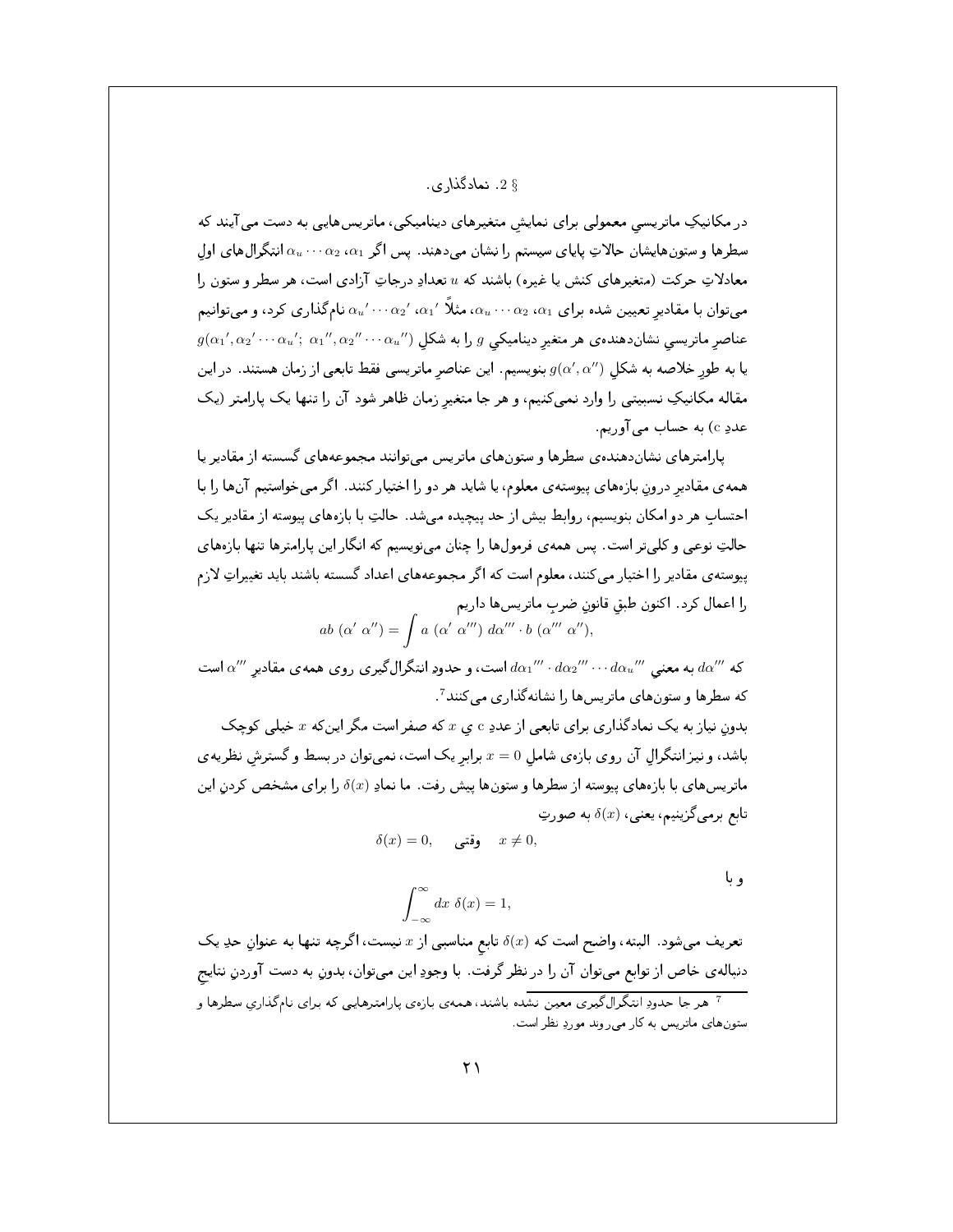## § 2. نمادگذاری.

در مکانیک ماتریسیِ معمولی برای نمایشِ متغیرهای دینامیکی، ماتریس‌هایی به دست می‌آیند که سطرها و ستون‌هایشان حالاتِ پایای سیستم را نشان می‌دهند. پس اگر $\alpha_1$، $\alpha_2 \cdots \alpha_u$ انتگرال‌های اولِ معادلاتِ حرکت (متغیرهای کنش یا غیره) باشند که $u$ تعدادِ درجاتِ آزادی است، هر سطر و ستون را می‌توان با مقادیرِ تعیین شده برای $\alpha_1$، $\alpha_2 \cdots \alpha_u$، مثلاً $\alpha_1{}'$، $\alpha_2{}' \cdots \alpha_u{}'$ نام‌گذاری کرد، و می‌توانیم عناصرِ ماتریسیِ نشان‌دهنده‌ی هر متغیرِ دینامیکیِ $g$ را به شکلِ $g(\alpha_1{}', \alpha_2{}' \cdots \alpha_u{}';\ \alpha_1{}'', \alpha_2{}'' \cdots \alpha_u{}'')$ یا به طورِ خلاصه به شکلِ $g(\alpha', \alpha'')$ بنویسیم. این عناصرِ ماتریسی فقط تابعی از زمان هستند. در این مقاله مکانیکِ نسبیتی را وارد نمی‌کنیم، و هر جا متغیرِ زمان ظاهر شود آن را تنها یک پارامتر (یک عددِ c) به حساب می‌آوریم.

پارامترهای نشان‌دهنده‌ی سطرها و ستون‌های ماتریس می‌توانند مجموعه‌های گسسته از مقادیر یا همه‌ی مقادیرِ درونِ بازه‌های پیوسته‌ی معلوم، یا شاید هر دو را اختیار کنند. اگر می‌خواستیم آن‌ها را با احتسابِ هر دو امکان بنویسیم، روابط بیش از حد پیچیده می‌شد. حالتِ با بازه‌های پیوسته از مقادیر یک حالتِ نوعی و کلی‌تر است. پس همه‌ی فرمول‌ها را چنان می‌نویسیم که انگار این پارامترها تنها بازه‌های پیوسته‌ی مقادیر را اختیار می‌کنند، معلوم است که اگر مجموعه‌های اعداد گسسته باشند باید تغییراتِ لازم را اعمال کرد. اکنون طبقِ قانونِ ضربِ ماتریس‌ها داریم

$$ab\ (\alpha'\ \alpha'') = \int a\ (\alpha'\ \alpha''')\ d\alpha''' \cdot b\ (\alpha'''\ \alpha''),$$

که $d\alpha'''$ به معنیِ $d\alpha_1{}''' \cdot d\alpha_2{}''' \cdots d\alpha_u{}'''$ است، و حدودِ انتگرال‌گیری روی همه‌ی مقادیرِ $\alpha'''$ است که سطرها و ستون‌های ماتریس‌ها را نشانه‌گذاری می‌کنند[7].

بدونِ نیاز به یک نمادگذاری برای تابعی از عددِ c یِ $x$ که صفر است مگر این‌که $x$ خیلی کوچک باشد، و نیز انتگرالِ آن روی بازه‌ی شاملِ $x = 0$ برابر یک است، نمی‌توان در بسط و گسترشِ نظریه‌ی ماتریس‌های با بازه‌های پیوسته از سطرها و ستون‌ها پیش رفت. ما نمادِ $\delta(x)$ را برای مشخص کردنِ این تابع برمی‌گزینیم، یعنی، $\delta(x)$ به صورتِ

$$\delta(x) = 0, \quad \text{وقتی} \quad x \neq 0,$$

و با

$$\int_{-\infty}^{\infty} dx\ \delta(x) = 1,$$

تعریف می‌شود. البته، واضح است که $\delta(x)$ تابعِ مناسبی از $x$ نیست، اگرچه تنها به عنوانِ حدِ یک دنباله‌ی خاص از توابع می‌توان آن را در نظر گرفت. با وجودِ این می‌توان، بدونِ به دست آوردنِ نتایجِ

[7] هر جا حدودِ انتگرال‌گیری معین نشده باشند، همه‌ی بازه‌ی پارامترهایی که برای نام‌گذاریِ سطرها و ستون‌های ماتریس به کار می‌روند موردِ نظر است.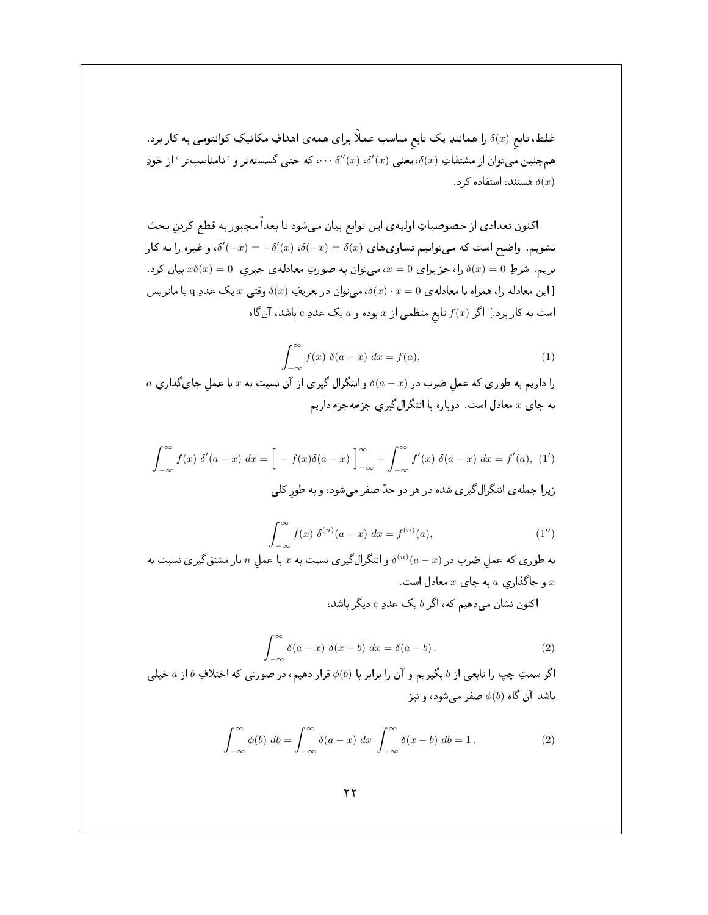غلط، تابعِ $\delta(x)$ را همانندِ یک تابعِ مناسب عملاً برای همه‌ی اهدافِ مکانیکِ کوانتومی به کار برد. هم‌چنین می‌توان از مشتقاتِ $\delta(x)$، یعنی $\delta'(x)$، $\delta''(x)$ $\cdots$، که حتی گسسته‌تر و ' نامناسب‌تر ' از خودِ $\delta(x)$ هستند، استفاده کرد.

اکنون تعدادی از خصوصیاتِ اولیه‌ی این توابع بیان می‌شود تا بعداً مجبور به قطع کردنِ بحث نشویم. واضح است که می‌توانیم تساوی‌های $\delta(-x) = \delta(x)$، $\delta'(-x) = -\delta'(x)$، و غیره را به کار بریم. شرطِ $\delta(x) = 0$ را، جز برای $x = 0$، می‌توان به صورتِ معادله‌ی جبریِ $x\delta(x) = 0$ بیان کرد. [این معادله را، همراه با معادله‌ی $\delta(x) \cdot x = 0$، می‌توان در تعریفِ $\delta(x)$ وقتی $x$ یک عددِ q یا ماتریس است به کار برد.] اگر $f(x)$ تابعِ منظمی از $x$ بوده و $a$ یک عددِ c باشد، آن‌گاه

$$\int_{-\infty}^{\infty} f(x)\ \delta(a-x)\ dx = f(a), \tag{1}$$

را داریم به طوری که عملِ ضرب در $\delta(a-x)$ و انتگرال گیری از آن نسبت به $x$ با عملِ جای‌گذاریِ $a$ به جای $x$ معادل است. دوباره با انتگرال‌گیریِ جزءبه‌جزء داریم

$$\int_{-\infty}^{\infty} f(x)\ \delta'(a-x)\ dx = \Big[\ -f(x)\delta(a-x)\ \Big]_{-\infty}^{\infty} + \int_{-\infty}^{\infty} f'(x)\ \delta(a-x)\ dx = f'(a), \tag{1'}$$

زیرا جمله‌ی انتگرال‌گیری شده در هر دو حدّ صفر می‌شود، و به طورِ کلی

$$\int_{-\infty}^{\infty} f(x)\ \delta^{(n)}(a-x)\ dx = f^{(n)}(a), \tag{1''}$$

به طوری که عملِ ضرب در $\delta^{(n)}(a-x)$ و انتگرال‌گیری نسبت به $x$ با عملِ $n$ بار مشتق‌گیری نسبت به $x$ و جاگذاریِ $a$ به جای $x$ معادل است.

اکنون نشان می‌دهیم که، اگر $b$ یک عددِ c دیگر باشد،

$$\int_{-\infty}^{\infty} \delta(a-x)\ \delta(x-b)\ dx = \delta(a-b)\,. \tag{2}$$

اگر سمتِ چپ را تابعی از $b$ بگیریم و آن را برابر با $\phi(b)$ قرار دهیم، در صورتی که اختلافِ $b$ از $a$ خیلی باشد آن گاه $\phi(b)$ صفر می‌شود، و نیز

$$\int_{-\infty}^{\infty} \phi(b)\ db = \int_{-\infty}^{\infty} \delta(a-x)\ dx\ \int_{-\infty}^{\infty} \delta(x-b)\ db = 1\,. \tag{2}$$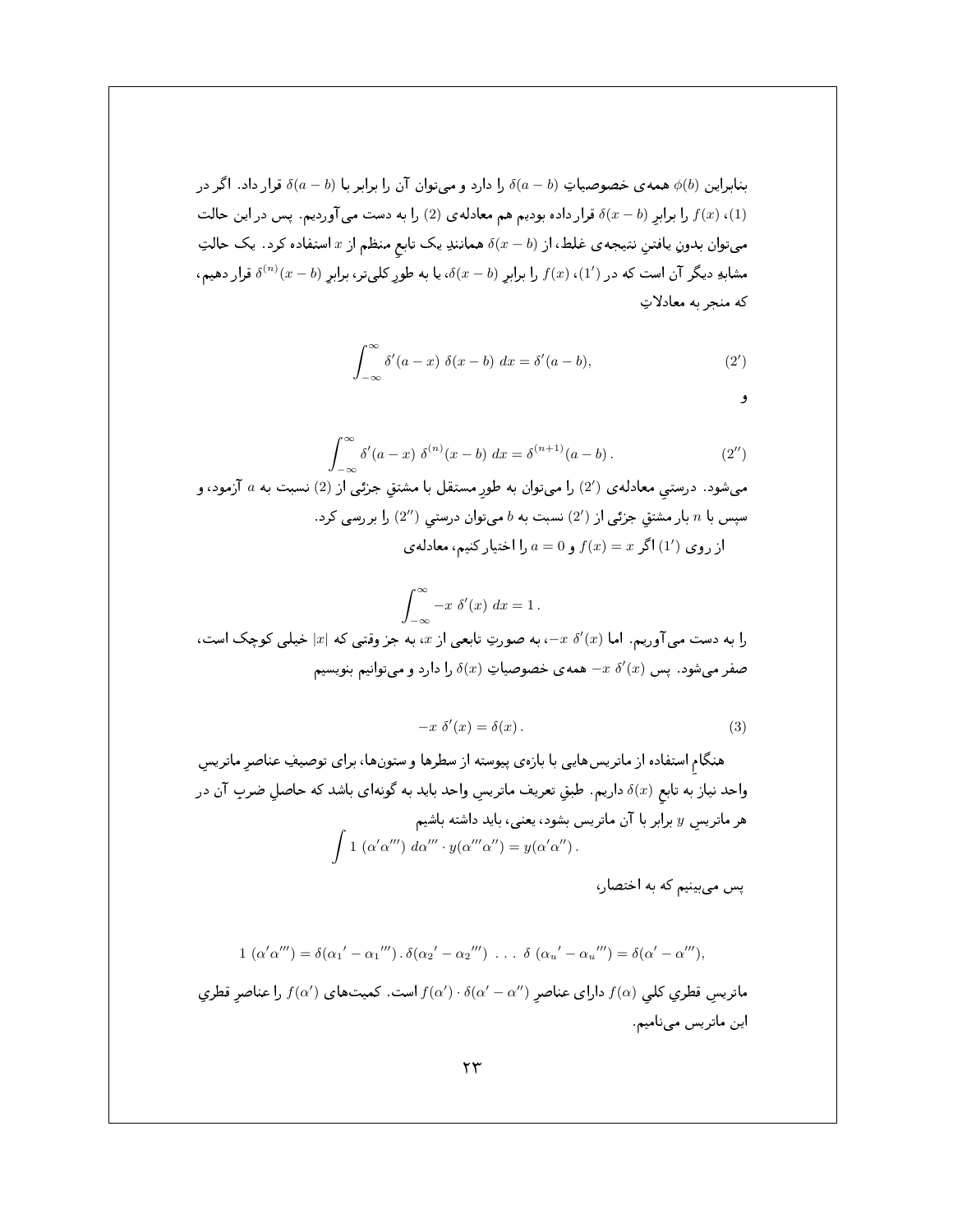بنابراین $\phi(b)$ همه‌ی خصوصیاتِ $\delta(a-b)$ را دارد و می‌توان آن را برابر با $\delta(a-b)$ قرار داد. اگر در (1)، $f(x)$ را برابرِ $\delta(x-b)$ قرارداده بودیم هم معادله‌ی (2) را به دست می‌آوردیم. پس در این حالت می‌توان بدونِ یافتنِ نتیجه‌ی غلط، از $\delta(x-b)$ همانندِ یک تابعِ منظم از $x$ استفاده کرد. یک حالتِ مشابهِ دیگر آن است که در $(1')$، $f(x)$ را برابرِ $\delta(x-b)$، یا به طورِ کلی‌تر، برابرِ $\delta^{(n)}(x-b)$ قرار دهیم، که منجر به معادلاتِ

$$\int_{-\infty}^{\infty} \delta'(a-x)\ \delta(x-b)\ dx = \delta'(a-b), \qquad (2')$$

و

$$\int_{-\infty}^{\infty} \delta'(a-x)\ \delta^{(n)}(x-b)\ dx = \delta^{(n+1)}(a-b)\,. \qquad (2'')$$

می‌شود. درستیِ معادله‌ی $(2')$ را می‌توان به طورِ مستقل با مشتقِ جزئی از (2) نسبت به $a$ آزمود، و سپس با $n$ بار مشتقِ جزئی از $(2')$ نسبت به $b$ می‌توان درستیِ $(2'')$ را بررسی کرد.

از روی $(1')$ اگر $f(x) = x$ و $a = 0$ را اختیار کنیم، معادله‌ی

$$\int_{-\infty}^{\infty} -x\ \delta'(x)\ dx = 1\,.$$

را به دست می‌آوریم. اما $-x\ \delta'(x)$، به صورتِ تابعی از $x$، به جز وقتی که $|x|$ خیلی کوچک است، صفر می‌شود. پس $-x\ \delta'(x)$ همه‌ی خصوصیاتِ $\delta(x)$ را دارد و می‌توانیم بنویسیم

$$-x\ \delta'(x) = \delta(x)\,. \qquad (3)$$

هنگامِ استفاده از ماتریس‌هایی با بازه‌ی پیوسته از سطرها و ستون‌ها، برای توصیفِ عناصرِ ماتریسِ واحد نیاز به تابعِ $\delta(x)$ داریم. طبقِ تعریفِ ماتریسِ واحد باید به گونه‌ای باشد که حاصلِ ضربِ آن در هر ماتریسِ $y$ برابر با آن ماتریس بشود، یعنی، باید داشته باشیم

$$\int 1\ (\alpha'\alpha''')\ d\alpha'''\cdot y(\alpha'''\alpha'') = y(\alpha'\alpha'')\,.$$

پس می‌بینیم که به اختصار،

$$1\ (\alpha'\alpha''') = \delta({\alpha_1}' - {\alpha_1}''')\,.\,\delta({\alpha_2}' - {\alpha_2}''')\ \ldots\ \delta\ ({\alpha_u}' - {\alpha_u}''') = \delta(\alpha' - \alpha'''),$$

ماتریسِ قطریِ کلیِ $f(\alpha)$ دارای عناصرِ $f(\alpha')\cdot\delta(\alpha'-\alpha'')$ است. کمیت‌های $f(\alpha')$ را عناصرِ قطریِ این ماتریس می‌نامیم.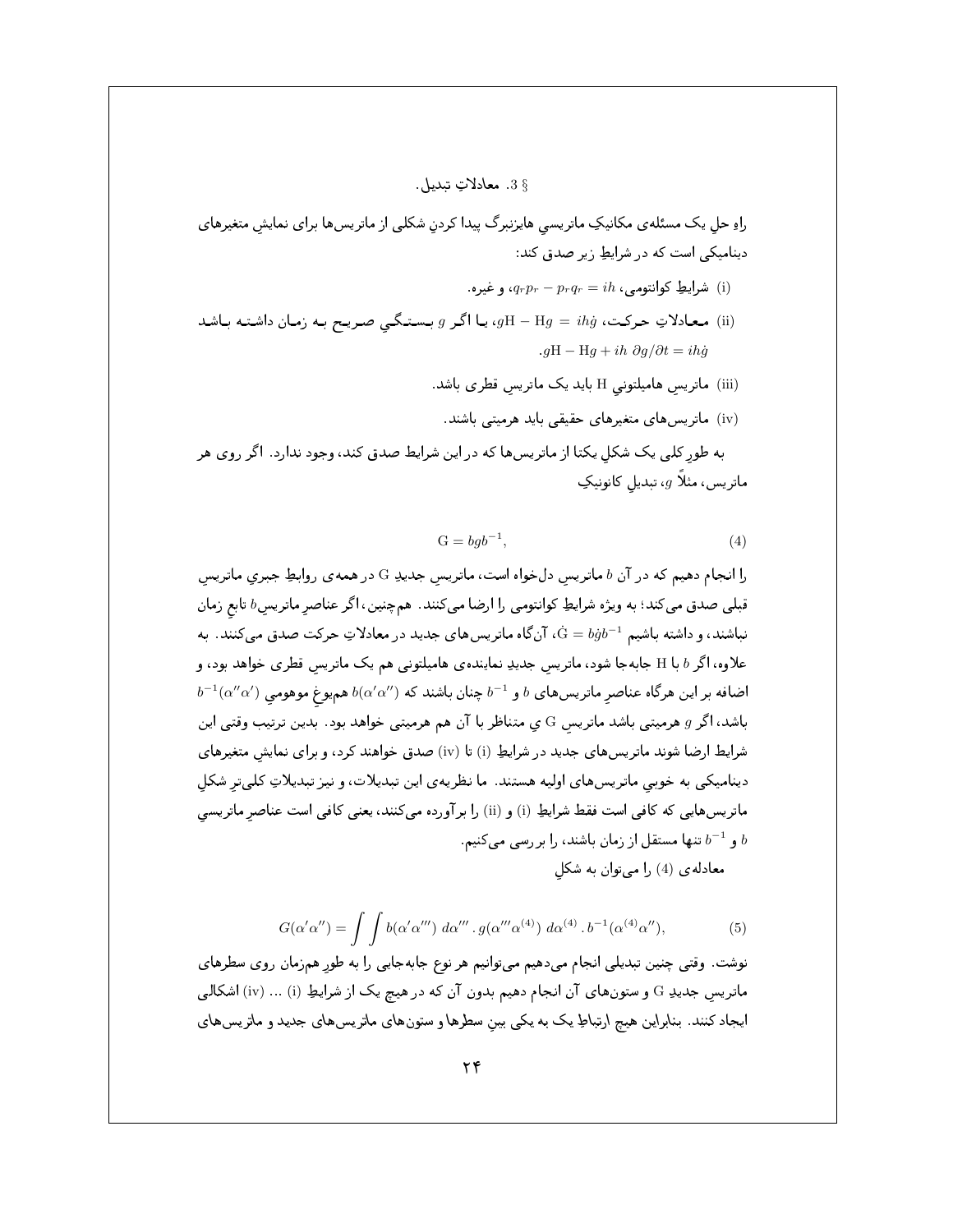## § 3. معادلاتِ تبدیل.

راهِ حلِ یک مسئله‌ی مکانیکِ ماتریسیِ هایزنبرگ پیدا کردنِ شکلی از ماتریس‌ها برای نمایشِ متغیرهای دینامیکی است که در شرایطِ زیر صدق کند:

(i) شرایطِ کوانتومی، $q_r p_r - p_r q_r = ih$، و غیره.

(ii) معادلاتِ حرکت، $g\mathrm{H} - \mathrm{H}g = ih\dot{g}$، یا اگر $g$ بستگیِ صریح به زمان داشته باشد $g\mathrm{H} - \mathrm{H}g + ih\ \partial g/\partial t = ih\dot{g}$.

(iii) ماتریسِ هامیلتونیِ H باید یک ماتریسِ قطری باشد.

(iv) ماتریس‌های متغیرهای حقیقی باید هرمیتی باشند.

به طورِ کلی یک شکلِ یکتا از ماتریس‌ها که در این شرایط صدق کند، وجود ندارد. اگر روی هر ماتریس، مثلاً $g$، تبدیلِ کانونیکِ

$$\mathrm{G} = bgb^{-1}, \tag{4}$$

را انجام دهیم که در آن $b$ ماتریسِ دل‌خواه است، ماتریسِ جدیدِ G در همه‌ی روابطِ جبریِ ماتریسِ قبلی صدق می‌کند؛ به ویژه شرایطِ کوانتومی را ارضا می‌کنند. هم‌چنین، اگر عناصرِ ماتریسِ $b$ تابعِ زمان نباشند، و داشته باشیم $\dot{\mathrm{G}} = b\dot{g}b^{-1}$، آن‌گاه ماتریس‌های جدید در معادلاتِ حرکت صدق می‌کنند. به علاوه، اگر $b$ با H جابه‌جا شود، ماتریسِ جدیدِ نماینده‌ی هامیلتونی هم یک ماتریسِ قطری خواهد بود، و اضافه بر این هرگاه عناصرِ ماتریس‌های $b$ و $b^{-1}$ چنان باشند که $b(\alpha'\alpha'')$ هم‌یوغِ موهومیِ $b^{-1}(\alpha''\alpha')$ باشد، اگر $g$ هرمیتی باشد ماتریسِ G یِ متناظر با آن هم هرمیتی خواهد بود. بدین ترتیب وقتی این شرایط ارضا شوند ماتریس‌های جدید در شرایطِ (i) تا (iv) صدق خواهند کرد، و برای نمایشِ متغیرهای دینامیکی به خوبیِ ماتریس‌های اولیه هستند. ما نظریه‌ی این تبدیلات، و نیز تبدیلاتِ کلی‌ترِ شکلِ ماتریس‌هایی که کافی است فقط شرایطِ (i) و (ii) را برآورده می‌کنند، یعنی کافی است عناصرِ ماتریسیِ $b$ و $b^{-1}$ تنها مستقل از زمان باشند، را بررسی می‌کنیم.

معادله‌ی (4) را می‌توان به شکلِ

$$G(\alpha'\alpha'') = \int\int b(\alpha'\alpha''')\ d\alpha'''\ .\ g(\alpha'''\alpha^{(4)})\ d\alpha^{(4)}\ .\ b^{-1}(\alpha^{(4)}\alpha''), \tag{5}$$

نوشت. وقتی چنین تبدیلی انجام می‌دهیم می‌توانیم هر نوع جابه‌جایی را به طورِ هم‌زمان روی سطرهای ماتریسِ جدیدِ G و ستون‌های آن انجام دهیم بدون آن که در هیچ یک از شرایطِ (i) ... (iv) اشکالی ایجاد کنند. بنابراین هیچ ارتباطِ یک به یکی بینِ سطرها و ستون‌های ماتریس‌های جدید و ماتریس‌های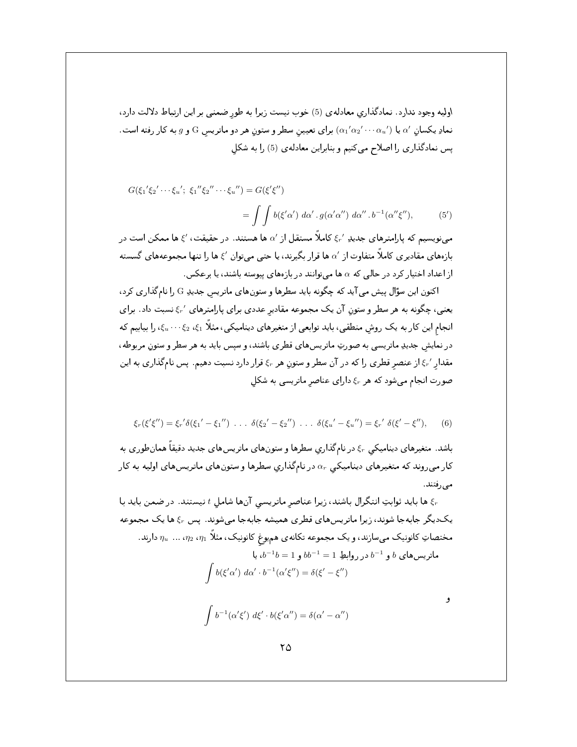اولیه وجود ندارد. نمادگذاری معادله‌ی (5) خوب نیست زیرا به طورِ ضمنی بر این ارتباط دلالت دارد، نمادِ یکسانِ $\alpha'$ یا $(\alpha_1'\alpha_2'\cdots\alpha_u')$ برای تعیینِ سطر و ستونِ هر دو ماتریسِ G و $g$ به کار رفته است. پس نمادگذاری را اصلاح می‌کنیم و بنابراین معادله‌ی (5) را به شکلِ

$$G(\xi_1'\xi_2'\cdots\xi_u';\ \xi_1''\xi_2''\cdots\xi_u'') = G(\xi'\xi'')$$
$$= \int\int b(\xi'\alpha')\ d\alpha' \,.\, g(\alpha'\alpha'')\ d\alpha'' \,.\, b^{-1}(\alpha''\xi''), \qquad (5')$$

می‌نویسیم که پارامترهای جدیدِ $\xi_r'$ کاملاً مستقل از $\alpha'$ ها هستند. در حقیقت، $\xi'$ ها ممکن است در بازه‌های مقادیری کاملاً متفاوت از $\alpha'$ ها قرار بگیرند، یا حتی می‌توان $\xi'$ ها را تنها مجموعه‌های گسسته از اعداد اختیار کرد در حالی که $\alpha$ ها می‌توانند در بازه‌های پیوسته باشند، یا برعکس.

اکنون این سؤال پیش می‌آید که چگونه باید سطرها و ستون‌های ماتریسِ جدیدِ G را نام‌گذاری کرد، یعنی، چگونه به هر سطر و ستونِ آن یک مجموعه مقادیرِ عددی برای پارامترهای $\xi_r'$ نسبت داد. برای انجامِ این کار به یک روشِ منطقی، باید توابعی از متغیرهای دینامیکی، مثلاً $\xi_1$، $\xi_2 \cdots \xi_u$، را بیابیم که در نمایشِ جدیدِ ماتریسی به صورتِ ماتریس‌های قطری باشند، و سپس باید به هر سطر و ستونِ مربوطه، مقدارِ $\xi_r'$ از عنصرِ قطری را که در آن سطر و ستونِ هر $\xi_r$ قرار دارد نسبت دهیم. پس نام‌گذاری به این صورت انجام می‌شود که هر $\xi_r$ دارای عناصرِ ماتریسی به شکلِ

$$\xi_r(\xi'\xi'') = \xi_r'\delta(\xi_1' - \xi_1'')\ \ldots\ \delta(\xi_2' - \xi_2'')\ \ldots\ \delta(\xi_u' - \xi_u'') = \xi_r'\ \delta(\xi' - \xi''), \qquad (6)$$

باشد. متغیرهای دینامیکیِ $\xi_r$ در نام‌گذاریِ سطرها و ستون‌های ماتریس‌های جدید دقیقاً همان‌طوری به کار می‌روند که متغیرهای دینامیکیِ $\alpha_r$ در نام‌گذاریِ سطرها و ستون‌های ماتریس‌های اولیه به کار می‌رفتند.

$\xi_r$ ها باید ثوابتِ انتگرال باشند، زیرا عناصرِ ماتریسیِ آن‌ها شاملِ $t$ نیستند. درضمن باید با یک‌دیگر جابه‌جا شوند، زیرا ماتریس‌های قطری همیشه جابه‌جا می‌شوند. پس $\xi_r$ ها یک مجموعه مختصاتِ کانونیک می‌سازند، و یک مجموعه تکانه‌ی هم‌یوغِ کانونیک، مثلاً $\eta_1$، $\eta_2$، ... $\eta_u$ دارند.

ماتریس‌های $b$ و $b^{-1}$ در روابطِ $bb^{-1} = 1$ و $b^{-1}b = 1$، یا

$$\int b(\xi'\alpha')\ d\alpha' \cdot b^{-1}(\alpha'\xi'') = \delta(\xi' - \xi'')$$

و

$$\int b^{-1}(\alpha'\xi')\ d\xi' \cdot b(\xi'\alpha'') = \delta(\alpha' - \alpha'')$$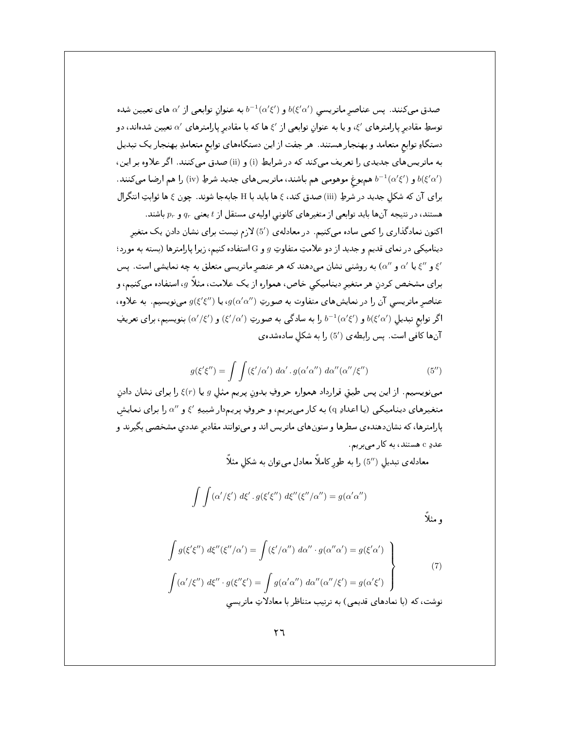صدق می‌کنند. پس عناصرِ ماتریسیِ $b(\xi'\alpha')$ و $b^{-1}(\alpha'\xi')$ به عنوانِ توابعی از $\alpha'$ های تعیین شده توسطِ مقادیرِ پارامترهای $\xi'$، و یا به عنوانِ توابعی از $\xi'$ ها که با مقادیرِ پارامترهای $\alpha'$ تعیین شده‌اند، دو دستگاهِ توابعِ متعامد و بهنجار هستند. هر جفت از این دستگاه‌های توابعِ متعامدِ بهنجار یک تبدیل به ماتریس‌های جدیدی را تعریف می‌کند که در شرایطِ (i) و (ii) صدق می‌کنند. اگر علاوه بر این، $b(\xi'\alpha')$ و $b^{-1}(\alpha'\xi')$ هم‌یوغِ موهومی هم باشند، ماتریس‌های جدید شرطِ (iv) را هم ارضا می‌کنند. برای آن که شکلِ جدید در شرطِ (iii) صدق کند، $\xi$ ها باید با H جابه‌جا شوند. چون $\xi$ ها ثوابتِ انتگرال هستند، در نتیجه آن‌ها باید توابعی از متغیرهای کانونیِ اولیه‌ی مستقل از $t$ یعنی $q_r$ و $p_r$ باشند.

اکنون نمادگذاری را کمی ساده می‌کنیم. در معادله‌ی $(5')$ لازم نیست برای نشان دادنِ یک متغیرِ دینامیکی در نمای قدیم و جدید از دو علامتِ متفاوتِ $g$ و G استفاده کنیم، زیرا پارامترها (بسته به مورد؛ $\xi'$ و $\xi''$ یا $\alpha'$ و $\alpha''$) به روشنی نشان می‌دهند که هر عنصرِ ماتریسی متعلق به چه نمایشی است. پس برای مشخص کردنِ هر متغیرِ دینامیکیِ خاص، همواره از یک علامت، مثلاً $g$، استفاده می‌کنیم، و عناصرِ ماتریسیِ آن را در نمایش‌های متفاوت به صورتِ $g(\alpha'\alpha'')$، یا $g(\xi'\xi'')$ می‌نویسیم. به علاوه، اگر توابعِ تبدیلِ $b(\xi'\alpha')$ و $b^{-1}(\alpha'\xi')$ را به سادگی به صورتِ $(\xi'/\alpha')$ و $(\alpha'/\xi')$ بنویسیم، برای تعریفِ آن‌ها کافی است. پس رابطه‌ی $(5')$ را به شکلِ ساده‌شده‌ی

$$g(\xi'\xi'') = \int\int (\xi'/\alpha')\ d\alpha'\ .\ g(\alpha'\alpha'')\ d\alpha''(\alpha''/\xi'') \tag{$5''$}$$

می‌نویسیم. از این پس طبقِ قرارداد همواره حروفِ بدونِ پریم مثلِ $g$ یا $\xi(r)$ را برای نشان دادنِ متغیرهای دینامیکی (یا اعدادِ q) به کار می‌بریم، و حروفِ پریم‌دار شبیهِ $\xi'$ و $\alpha''$ را برای نمایشِ پارامترها، که نشان‌دهنده‌ی سطرها و ستون‌های ماتریس اند و می‌توانند مقادیرِ عددیِ مشخصی بگیرند و عددِ c هستند، به کار می‌بریم.

معادله‌ی تبدیلِ $(5'')$ را به طورِ کاملاً معادل می‌توان به شکلِ مثلاً

$$\int\int (\alpha'/\xi')\ d\xi'\ .\ g(\xi'\xi'')\ d\xi''(\xi''/\alpha'') = g(\alpha'\alpha'')$$

و مثلاً

$$\left.\begin{aligned}
\int g(\xi'\xi'')\ d\xi''(\xi''/\alpha') &= \int (\xi'/\alpha'')\ d\alpha''\cdot g(\alpha''\alpha') = g(\xi'\alpha') \\
\int (\alpha'/\xi'')\ d\xi''\cdot g(\xi''\xi') &= \int g(\alpha'\alpha'')\ d\alpha''(\alpha''/\xi') = g(\alpha'\xi')
\end{aligned}\right\} \tag{7}$$

نوشت، که (با نمادهای قدیمی) به ترتیب متناظر با معادلاتِ ماتریسیِ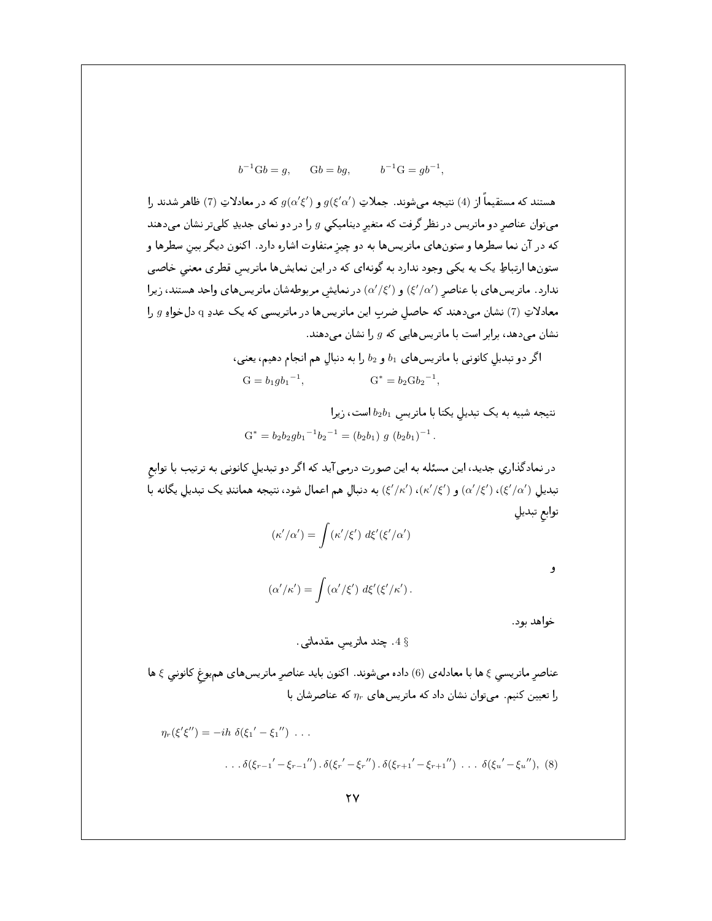$$b^{-1}Gb = g, \qquad Gb = bg, \qquad b^{-1}G = gb^{-1},$$

هستند که مستقیماً از (4) نتیجه می‌شوند. جملاتِ $g(\xi'\alpha')$ و $g(\alpha'\xi')$ که در معادلاتِ (7) ظاهر شدند را می‌توان عناصرِ دو ماتریس در نظر گرفت که متغیرِ دینامیکیِ $g$ را در دو نمای جدیدِ کلی‌تر نشان می‌دهند که در آن نما سطرها و ستون‌های ماتریس‌ها به دو چیزِ متفاوت اشاره دارد. اکنون دیگر بینِ سطرها و ستون‌ها ارتباطِ یک به یکی وجود ندارد به گونه‌ای که در این نمایش‌ها ماتریسِ قطری معنیِ خاصی ندارد. ماتریس‌های با عناصرِ $(\alpha'/\xi')$ و $(\xi'/\alpha')$ در نمایشِ مربوطه‌شان ماتریس‌های واحد هستند، زیرا معادلاتِ (7) نشان می‌دهند که حاصلِ ضربِ این ماتریس‌ها در ماتریسی که یک عددِ q دل‌خواهِ $g$ را نشان می‌دهد، برابر است با ماتریس‌هایی که $g$ را نشان می‌دهند.

اگر دو تبدیلِ کانونی با ماتریس‌های $b_1$ و $b_2$ را به دنبالِ هم انجام دهیم، یعنی،

$$G = b_1 g b_1{}^{-1}, \qquad G^* = b_2 G b_2{}^{-1},$$

نتیجه شبیه به یک تبدیلِ یکتا با ماتریسِ $b_2 b_1$ است، زیرا

$$G^* = b_2 b_2 g b_1{}^{-1} b_2{}^{-1} = (b_2 b_1)\ g\ (b_2 b_1)^{-1}.$$

در نمادگذاریِ جدید، این مسئله به این صورت درمی‌آید که اگر دو تبدیلِ کانونی به ترتیب با توابعِ تبدیلِ $(\xi'/\alpha')$، $(\alpha'/\xi')$ و $(\kappa'/\xi')$، $(\xi'/\kappa')$ به دنبالِ هم اعمال شود، نتیجه همانندِ یک تبدیلِ یگانه با توابعِ تبدیلِ

$$(\kappa'/\alpha') = \int (\kappa'/\xi')\ d\xi'(\xi'/\alpha')$$

و

$$(\alpha'/\kappa') = \int (\alpha'/\xi')\ d\xi'(\xi'/\kappa').$$

خواهد بود.

## § 4. چند ماتریسِ مقدماتی.

عناصرِ ماتریسیِ $\xi$ ها با معادله‌ی (6) داده می‌شوند. اکنون باید عناصرِ ماتریس‌های هم‌یوغِ کانونیِ $\xi$ ها را تعیین کنیم. می‌توان نشان داد که ماتریس‌های $\eta_r$ که عناصرشان با

$$\eta_r(\xi'\xi'') = -ih\ \delta(\xi_1{}' - \xi_1{}'')\ \ldots$$

$$\ldots\ \delta(\xi_{r-1}{}' - \xi_{r-1}{}'') \,.\, \delta(\xi_r{}' - \xi_r{}'') \,.\, \delta(\xi_{r+1}{}' - \xi_{r+1}{}'')\ \ldots\ \delta(\xi_u{}' - \xi_u{}''), \quad (8)$$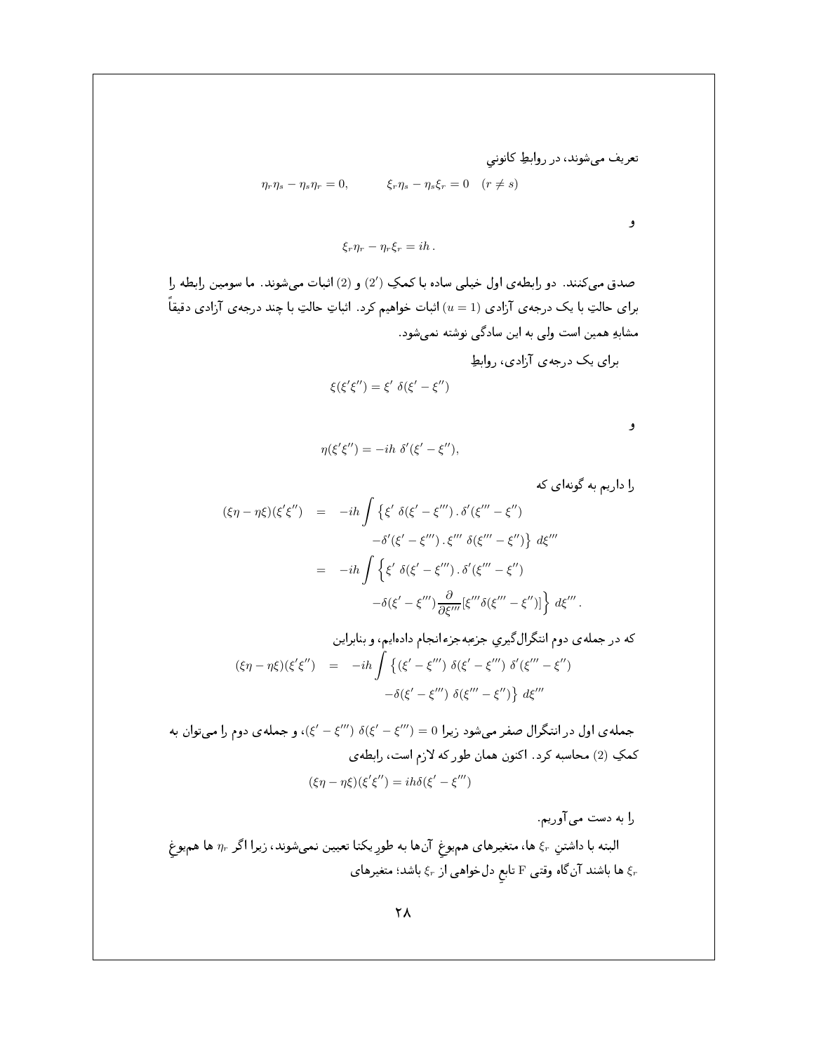تعریف می‌شوند، در روابطِ کانونی

$$\eta_r\eta_s - \eta_s\eta_r = 0, \qquad \xi_r\eta_s - \eta_s\xi_r = 0 \quad (r \neq s)$$

و

$$\xi_r\eta_r - \eta_r\xi_r = ih\,.$$

صدق می‌کنند. دو رابطه‌ی اول خیلی ساده با کمکِ $(2')$ و $(2)$ اثبات می‌شوند. ما سومین رابطه را برای حالتِ با یک درجه‌ی آزادی $(u=1)$ اثبات خواهیم کرد. اثباتِ حالتِ با چند درجه‌ی آزادی دقیقاً مشابهِ همین است ولی به این سادگی نوشته نمی‌شود.

برای یک درجه‌ی آزادی، روابطِ

$$\xi(\xi'\xi'') = \xi'\ \delta(\xi' - \xi'')$$

و

$$\eta(\xi'\xi'') = -ih\ \delta'(\xi' - \xi''),$$

را داریم به گونه‌ای که

$$\begin{aligned}
(\xi\eta - \eta\xi)(\xi'\xi'') &= -ih\int\big\{\xi'\ \delta(\xi' - \xi''')\,.\,\delta'(\xi''' - \xi'') \\
&\qquad -\delta'(\xi' - \xi''')\,.\,\xi'''\ \delta(\xi''' - \xi'')\big\}\ d\xi''' \\
&= -ih\int\Big\{\xi'\ \delta(\xi' - \xi''')\,.\,\delta'(\xi''' - \xi'') \\
&\qquad -\delta(\xi' - \xi''')\frac{\partial}{\partial\xi'''}[\xi'''\delta(\xi''' - \xi'')]\Big\}\ d\xi'''\,.
\end{aligned}$$

که در جمله‌ی دوم انتگرال‌گیریِ جزءبه‌جزء انجام داده‌ایم، و بنابراین

$$\begin{aligned}
(\xi\eta - \eta\xi)(\xi'\xi'') &= -ih\int\big\{(\xi' - \xi''')\ \delta(\xi' - \xi''')\ \delta'(\xi''' - \xi'') \\
&\qquad -\delta(\xi' - \xi''')\ \delta(\xi''' - \xi'')\big\}\ d\xi'''
\end{aligned}$$

جمله‌ی اول در انتگرال صفر می‌شود زیرا $(\xi' - \xi''')\ \delta(\xi' - \xi''') = 0$، و جمله‌ی دوم را می‌توان به کمکِ $(2)$ محاسبه کرد. اکنون همان طور که لازم است، رابطه‌ی

$$(\xi\eta - \eta\xi)(\xi'\xi'') = ih\delta(\xi' - \xi''')$$

را به دست می‌آوریم.

البته با داشتنِ $\xi_r$ ها، متغیرهای هم‌یوغِ آن‌ها به طورِ یکتا تعیین نمی‌شوند، زیرا اگر $\eta_r$ ها هم‌یوغِ $\xi_r$ ها باشند آن‌گاه وقتی $F$ تابعِ دل‌خواهی از $\xi_r$ باشد؛ متغیرهای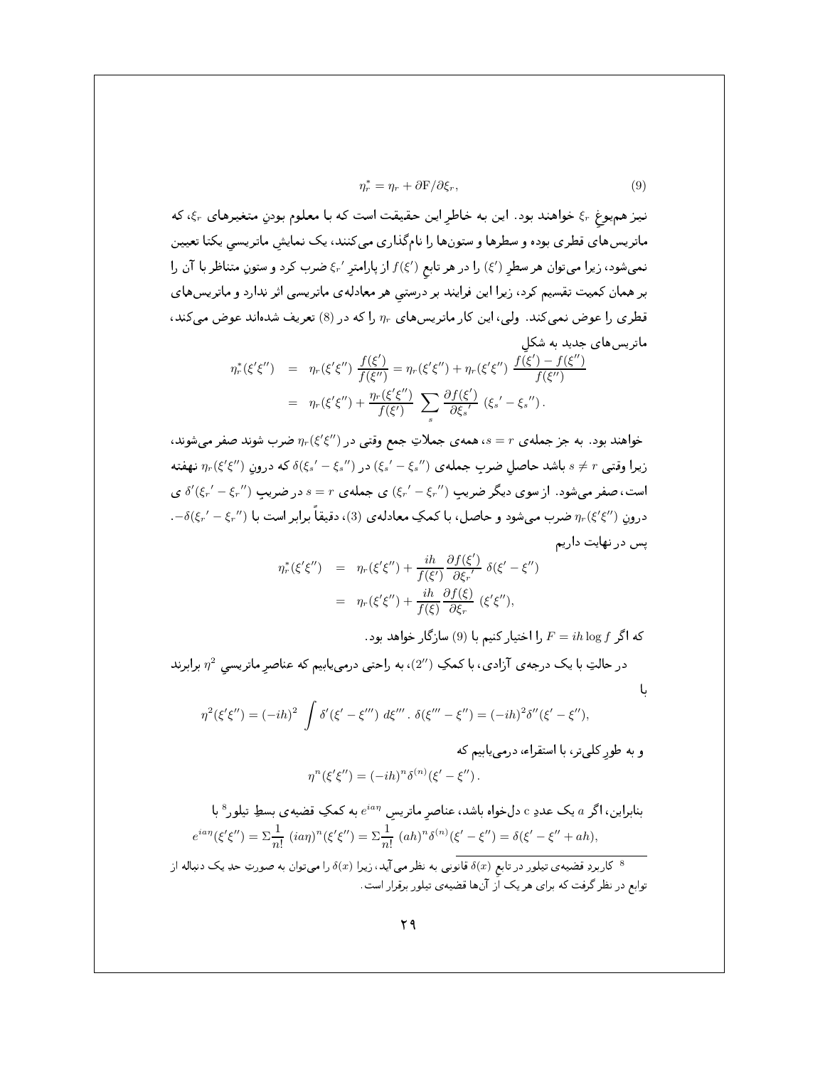$$\eta_r^* = \eta_r + \partial \mathrm{F}/\partial \xi_r, \tag{9}$$

نیز هم‌یوغِ $\xi_r$ خواهند بود. این به خاطرِ این حقیقت است که با معلوم بودنِ متغیرهای $\xi_r$، که ماتریس‌های قطری بوده و سطرها و ستون‌ها را نام‌گذاری می‌کنند، یک نمایشِ ماتریسیِ یکتا تعیین نمی‌شود، زیرا می‌توان هر سطرِ $(\xi')$ را در هر تابعِ $f(\xi')$ از پارامترِ $\xi_r{}'$ ضرب کرد و ستونِ متناظر با آن را بر همان کمیت تقسیم کرد، زیرا این فرایند بر درستیِ هر معادله‌ی ماتریسی اثر ندارد و ماتریس‌های قطری را عوض نمی‌کند. ولی، این کار ماتریس‌های $\eta_r$ را که در (8) تعریف شده‌اند عوض می‌کند، ماتریس‌های جدید به شکلِ

$$\begin{aligned}
\eta_r^*(\xi'\xi'') &= \eta_r(\xi'\xi'')\,\frac{f(\xi')}{f(\xi'')} = \eta_r(\xi'\xi'') + \eta_r(\xi'\xi'')\,\frac{f(\xi') - f(\xi'')}{f(\xi'')} \\
&= \eta_r(\xi'\xi'') + \frac{\eta_r(\xi'\xi'')}{f(\xi')}\,\sum_s \frac{\partial f(\xi')}{\partial \xi_s{}'}\,(\xi_s{}' - \xi_s{}'')\,.
\end{aligned}$$

خواهند بود. به جز جمله‌ی $s = r$، همه‌ی جملاتِ جمع وقتی در $\eta_r(\xi'\xi'')$ ضرب شوند صفر می‌شوند، زیرا وقتی $s \neq r$ باشد حاصلِ ضربِ جمله‌ی $(\xi_s{}' - \xi_s{}'')$ در $\delta(\xi_s{}' - \xi_s{}'')$ که درونِ $\eta_r(\xi'\xi'')$ نهفته است، صفر می‌شود. از سوی دیگر ضریبِ $(\xi_r{}' - \xi_r{}'')$ ی جمله‌ی $s = r$ در ضریبِ $\delta'(\xi_r{}' - \xi_r{}'')$ ی درونِ $\eta_r(\xi'\xi'')$ ضرب می‌شود و حاصل، با کمکِ معادله‌ی (3)، دقیقاً برابر است با $-\delta(\xi_r{}' - \xi_r{}'')$. پس در نهایت داریم

$$\begin{aligned}
\eta_r^*(\xi'\xi'') &= \eta_r(\xi'\xi'') + \frac{ih}{f(\xi')}\,\frac{\partial f(\xi')}{\partial \xi_r{}'}\,\delta(\xi' - \xi'') \\
&= \eta_r(\xi'\xi'') + \frac{ih}{f(\xi)}\,\frac{\partial f(\xi)}{\partial \xi_r}\,(\xi'\xi''),
\end{aligned}$$

که اگر $F = ih \log f$ را اختیار کنیم با (9) سازگار خواهد بود.

در حالتِ با یک درجه‌ی آزادی، با کمکِ $(2'')$، به راحتی درمی‌یابیم که عناصرِ ماتریسیِ $\eta^2$ برابرند با

$$\eta^2(\xi'\xi'') = (-ih)^2 \int \delta'(\xi' - \xi''')\,d\xi'''\,.\,\delta(\xi''' - \xi'') = (-ih)^2 \delta''(\xi' - \xi''),$$

و به طورِ کلی‌تر، با استقراء، درمی‌یابیم که

$$\eta^n(\xi'\xi'') = (-ih)^n \delta^{(n)}(\xi' - \xi'')\,.$$

بنابراین، اگر $a$ یک عددِ c دل‌خواه باشد، عناصرِ ماتریسِ $e^{ia\eta}$ به کمکِ قضیه‌ی بسطِ تیلور[8] با

$$e^{ia\eta}(\xi'\xi'') = \Sigma\frac{1}{n!}\,(ia\eta)^n(\xi'\xi'') = \Sigma\frac{1}{n!}\,(ah)^n\delta^{(n)}(\xi' - \xi'') = \delta(\xi' - \xi'' + ah),$$

---

[8] کاربردِ قضیه‌ی تیلور در تابعِ $\delta(x)$ قانونی به نظر می‌آید، زیرا $\delta(x)$ را می‌توان به صورتِ حدِ یک دنباله از توابع در نظر گرفت که برای هر یک از آن‌ها قضیه‌ی تیلور برقرار است.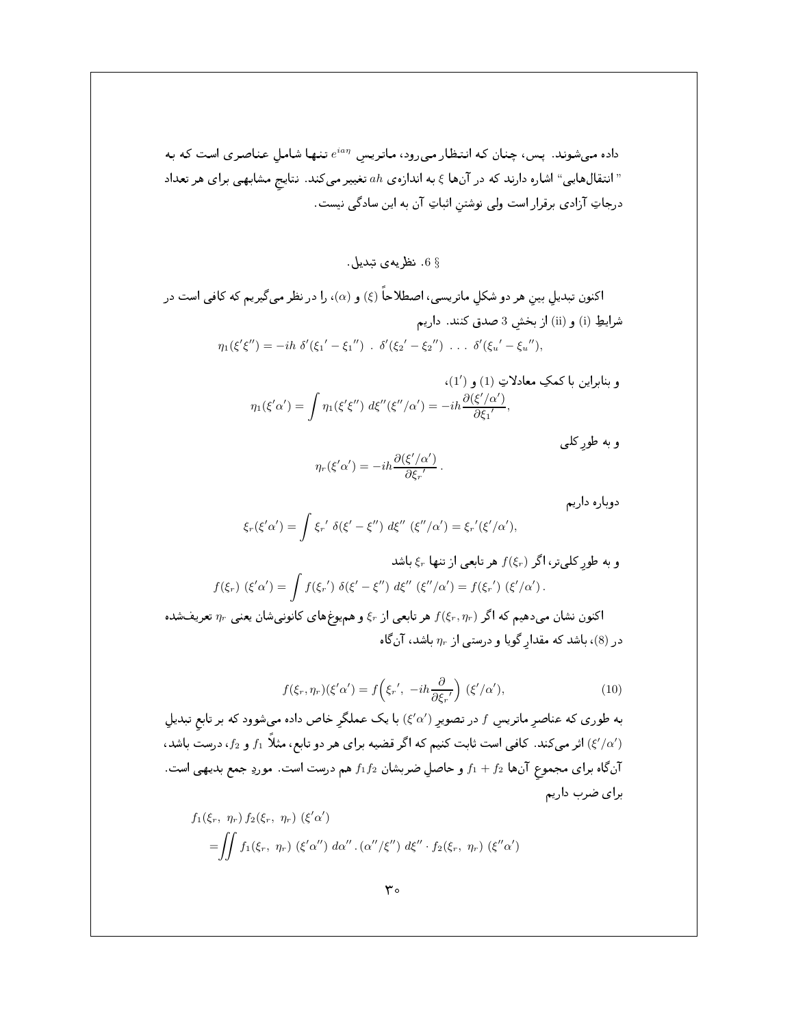داده می‌شوند. پس، چنان که انتظار می‌رود، ماتریسِ $e^{ia\eta}$ تنها شاملِ عناصری است که به "انتقال‌هایی" اشاره دارند که در آن‌ها $\xi$ به اندازه‌ی $ah$ تغییر می‌کند. نتایجِ مشابهی برای هر تعداد درجاتِ آزادی برقرار است ولی نوشتنِ اثباتِ آن به این سادگی نیست.

## § 6. نظریه‌ی تبدیل.

اکنون تبدیلِ بینِ هر دو شکلِ ماتریسی، اصطلاحاً $(\xi)$ و $(\alpha)$، را در نظر می‌گیریم که کافی است در شرایطِ (i) و (ii) از بخشِ 3 صدق کنند. داریم

$$\eta_1(\xi'\xi'') = -ih\ \delta'(\xi_1{}' - \xi_1{}'')\ .\ \delta'(\xi_2{}' - \xi_2{}'')\ \ldots\ \delta'(\xi_u{}' - \xi_u{}''),$$

و بنابراین با کمکِ معادلاتِ (1) و $(1')$،

$$\eta_1(\xi'\alpha') = \int \eta_1(\xi'\xi'')\ d\xi''(\xi''/\alpha') = -ih\frac{\partial(\xi'/\alpha')}{\partial\xi_1{}'},$$

و به طورِ کلی

$$\eta_r(\xi'\alpha') = -ih\frac{\partial(\xi'/\alpha')}{\partial\xi_r{}'}\,.$$

دوباره داریم

$$\xi_r(\xi'\alpha') = \int \xi_r{}'\ \delta(\xi' - \xi'')\ d\xi''\ (\xi''/\alpha') = \xi_r{}'(\xi'/\alpha'),$$

و به طورِ کلی‌تر، اگر $f(\xi_r)$ هر تابعی از تنها $\xi_r$ باشد

$$f(\xi_r)\ (\xi'\alpha') = \int f(\xi_r{}')\ \delta(\xi' - \xi'')\ d\xi''\ (\xi''/\alpha') = f(\xi_r{}')\ (\xi'/\alpha')\,.$$

اکنون نشان می‌دهیم که اگر $f(\xi_r, \eta_r)$ هر تابعی از $\xi_r$ و همیوغ‌های کانونی‌شان یعنی $\eta_r$ تعریف‌شده در (8)، باشد که مقدارِ گویا و درستی از $\eta_r$ باشد، آن‌گاه

$$f(\xi_r, \eta_r)(\xi'\alpha') = f\Big(\xi_r{}',\ -ih\frac{\partial}{\partial\xi_r{}'}\Big)\ (\xi'/\alpha'), \tag{10}$$

به طوری که عناصرِ ماتریسِ $f$ در تصویرِ $(\xi'\alpha')$ با یک عملگرِ خاص داده می‌شوند که بر تابعِ تبدیلِ $(\xi'/\alpha')$ اثر می‌کند. کافی است ثابت کنیم که اگر قضیه برای هر دو تابع، مثلاً $f_1$ و $f_2$، درست باشد، آن‌گاه برای مجموعِ آن‌ها $f_1 + f_2$ و حاصلِ ضربشان $f_1 f_2$ هم درست است. موردِ جمع بدیهی است. برای ضرب داریم

$$\begin{aligned}
&f_1(\xi_r,\ \eta_r)\, f_2(\xi_r,\ \eta_r)\ (\xi'\alpha')\\
&=\iint f_1(\xi_r,\ \eta_r)\ (\xi'\alpha'')\ d\alpha''\,.\,(\alpha''/\xi'')\ d\xi''\cdot f_2(\xi_r,\ \eta_r)\ (\xi''\alpha')
\end{aligned}$$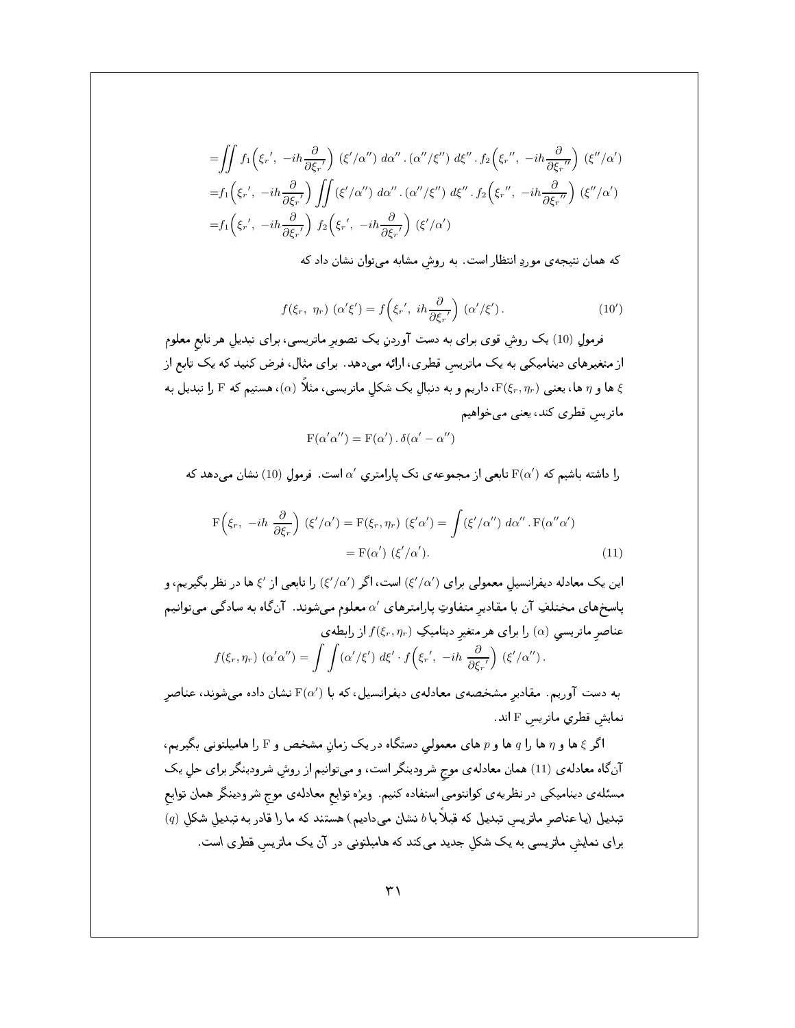$$
\begin{aligned}
&=\iint f_1\Big(\xi_r{}',\ -ih\frac{\partial}{\partial \xi_r{}'}\Big)\ (\xi'/\alpha'')\ d\alpha''\,.\,(\alpha''/\xi'')\ d\xi''\,.\,f_2\Big(\xi_r{}'',\ -ih\frac{\partial}{\partial \xi_r{}''}\Big)\ (\xi''/\alpha')\\
&=f_1\Big(\xi_r{}',\ -ih\frac{\partial}{\partial \xi_r{}'}\Big)\iint (\xi'/\alpha'')\ d\alpha''\,.\,(\alpha''/\xi'')\ d\xi''\,.\,f_2\Big(\xi_r{}'',\ -ih\frac{\partial}{\partial \xi_r{}''}\Big)\ (\xi''/\alpha')\\
&=f_1\Big(\xi_r{}',\ -ih\frac{\partial}{\partial \xi_r{}'}\Big)\ f_2\Big(\xi_r{}',\ -ih\frac{\partial}{\partial \xi_r{}'}\Big)\ (\xi'/\alpha')
\end{aligned}
$$

که همان نتیجه‌ی موردِ انتظار است. به روشِ مشابه می‌توان نشان داد که

$$
f(\xi_r,\ \eta_r)\ (\alpha'\xi')=f\Big(\xi_r{}',\ ih\frac{\partial}{\partial \xi_r{}'}\Big)\ (\alpha'/\xi')\,. \tag{10'}
$$

فرمولِ (10) یک روشِ قوی برای به دست آوردنِ یک تصویرِ ماتریسی، برای تبدیلِ هر تابعِ معلوم از متغیرهای دینامیکی به یک ماتریسِ قطری، ارائه می‌دهد. برای مثال، فرض کنید که یک تابع از $\xi$ ها و $\eta$ ها، یعنی $\mathrm{F}(\xi_r,\eta_r)$، داریم و به دنبالِ یک شکلِ ماتریسی، مثلاً $(\alpha)$، هستیم که $\mathrm{F}$ را تبدیل به ماتریسِ قطری کند، یعنی می‌خواهیم

$$
\mathrm{F}(\alpha'\alpha'')=\mathrm{F}(\alpha')\,.\,\delta(\alpha'-\alpha'')
$$

را داشته باشیم که $\mathrm{F}(\alpha')$ تابعی از مجموعه‌ی تک پارامتریِ $\alpha'$ است. فرمولِ (10) نشان می‌دهد که

$$
\begin{aligned}
\mathrm{F}\Big(\xi_r,\ -ih\ \frac{\partial}{\partial \xi_r}\Big)\ (\xi'/\alpha')=\mathrm{F}(\xi_r,\eta_r)\ (\xi'\alpha')&=\int(\xi'/\alpha'')\ d\alpha''\,.\,\mathrm{F}(\alpha''\alpha')\\
&=\mathrm{F}(\alpha')\ (\xi'/\alpha').
\end{aligned}\tag{11}
$$

این یک معادله دیفرانسیلِ معمولی برای $(\xi'/\alpha')$ است، اگر $(\xi'/\alpha')$ را تابعی از $\xi'$ ها در نظر بگیریم، و پاسخ‌های مختلفِ آن با مقادیرِ متفاوتِ پارامترهای $\alpha'$ معلوم می‌شوند. آن‌گاه به سادگی می‌توانیم عناصرِ ماتریسیِ $(\alpha)$ را برای هر متغیرِ دینامیکِ $f(\xi_r,\eta_r)$ از رابطه‌ی

$$
f(\xi_r,\eta_r)\ (\alpha'\alpha'')=\int\int(\alpha'/\xi')\ d\xi'\cdot f\Big(\xi_r{}',\ -ih\ \frac{\partial}{\partial \xi_r{}'}\Big)\ (\xi'/\alpha'')\,.
$$

به دست آوریم. مقادیرِ مشخصه‌ی معادله‌ی دیفرانسیل، که با $\mathrm{F}(\alpha')$ نشان داده می‌شوند، عناصرِ نمایشِ قطریِ ماتریسِ $\mathrm{F}$ اند.

اگر $\xi$ ها و $\eta$ ها را $q$ ها و $p$ های معمولیِ دستگاه در یک زمانِ مشخص و $\mathrm{F}$ را هامیلتونی بگیریم، آن‌گاه معادله‌ی (11) همان معادله‌ی موجِ شرودینگر است، و می‌توانیم از روشِ شرودینگر برای حلِ یک مسئله‌ی دینامیکی در نظریه‌ی کوانتومی استفاده کنیم. ویژه توابعِ معادله‌ی موجِ شرودینگر همان توابعِ تبدیل (یا عناصرِ ماتریسِ تبدیل که قبلاً با $b$ نشان می‌دادیم) هستند که ما را قادر به تبدیلِ شکلِ $(q)$ برای نمایشِ ماتریسی به یک شکلِ جدید می‌کند که هامیلتونی در آن یک ماتریسِ قطری است.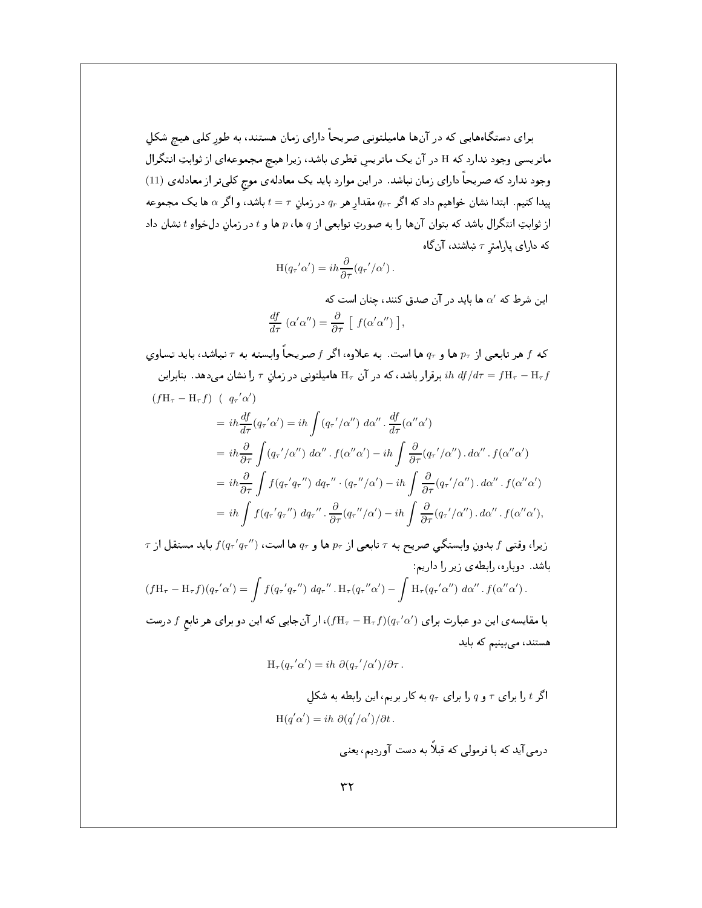برای دستگاه‌هایی که در آن‌ها هامیلتونی صریحاً دارای زمان هستند، به طورِ کلی هیچ شکلِ ماتریسی وجود ندارد که $\mathrm{H}$ در آن یک ماتریسِ قطری باشد، زیرا هیچ مجموعه‌ای از ثوابتِ انتگرال وجود ندارد که صریحاً دارای زمان نباشد. در این موارد باید یک معادله‌ی موجِ کلی‌تر از معادله‌ی (11) پیدا کنیم. ابتدا نشان خواهیم داد که اگر $q_{r\tau}$ مقدارِ هر $q_r$ در زمانِ $t=\tau$ باشد، و اگر $\alpha$ ها یک مجموعه از ثوابتِ انتگرال باشد که بتوان آن‌ها را به صورتِ توابعی از $q$ ها، $p$ ها و $t$ در زمانِ دل‌خواهِ $t$ نشان داد که دارای پارامترِ $\tau$ نباشند، آن‌گاه

$$\mathrm{H}(q_\tau{}'\alpha') = ih\frac{\partial}{\partial \tau}(q_\tau{}'/\alpha')\,.$$

این شرط که $\alpha'$ ها باید در آن صدق کنند، چنان است که

$$\frac{df}{d\tau}\,(\alpha'\alpha'') = \frac{\partial}{\partial \tau}\,\left[\,f(\alpha'\alpha'')\,\right],$$

که $f$ هر تابعی از $p_\tau$ ها و $q_\tau$ ها است. به علاوه، اگر $f$ صریحاً وابسته به $\tau$ نباشد، باید تساویِ $ih\;df/d\tau = f\mathrm{H}_\tau - \mathrm{H}_\tau f$ برقرار باشد، که در آن $\mathrm{H}_\tau$ هامیلتونی در زمانِ $\tau$ را نشان می‌دهد. بنابراین

$$\begin{aligned}
(f\mathrm{H}_\tau - \mathrm{H}_\tau f)\;\;(\;q_\tau{}'\alpha')\\
&= ih\frac{df}{d\tau}(q_\tau{}'\alpha') = ih\int (q_\tau{}'/\alpha'')\;d\alpha''\,.\,\frac{df}{d\tau}(\alpha''\alpha')\\
&= ih\frac{\partial}{\partial \tau}\int (q_\tau{}'/\alpha'')\;d\alpha''\,.\,f(\alpha''\alpha') - ih\int \frac{\partial}{\partial \tau}(q_\tau{}'/\alpha'')\,.\,d\alpha''\,.\,f(\alpha''\alpha')\\
&= ih\frac{\partial}{\partial \tau}\int f(q_\tau{}'q_\tau{}'')\;dq_\tau{}''\cdot(q_\tau{}''/\alpha') - ih\int \frac{\partial}{\partial \tau}(q_\tau{}'/\alpha'')\,.\,d\alpha''\,.\,f(\alpha''\alpha')\\
&= ih\int f(q_\tau{}'q_\tau{}'')\;dq_\tau{}''\,.\,\frac{\partial}{\partial \tau}(q_\tau{}''/\alpha') - ih\int \frac{\partial}{\partial \tau}(q_\tau{}'/\alpha'')\,.\,d\alpha''\,.\,f(\alpha''\alpha'),
\end{aligned}$$

زیرا، وقتی $f$ بدونِ وابستگیِ صریح به $\tau$ تابعی از $p_\tau$ ها و $q_\tau$ ها است، $f(q_\tau{}'q_\tau{}'')$ باید مستقل از $\tau$ باشد. دوباره، رابطه‌ی زیر را داریم:

$$(f\mathrm{H}_\tau - \mathrm{H}_\tau f)(q_\tau{}'\alpha') = \int f(q_\tau{}'q_\tau{}'')\;dq_\tau{}''\,.\,\mathrm{H}_\tau(q_\tau{}''\alpha') - \int \mathrm{H}_\tau(q_\tau{}'\alpha'')\;d\alpha''\,.\,f(\alpha''\alpha')\,.$$

با مقایسه‌ی این دو عبارت برای $(f\mathrm{H}_\tau - \mathrm{H}_\tau f)(q_\tau{}'\alpha')$، از آن‌جایی که این دو برای هر تابعِ $f$ درست هستند، می‌بینیم که باید

$$\mathrm{H}_\tau(q_\tau{}'\alpha') = ih\;\partial(q_\tau{}'/\alpha')/\partial\tau\,.$$

اگر $t$ را برای $\tau$ و $q$ را برای $q_\tau$ به کار بریم، این رابطه به شکلِ

$$\mathrm{H}(q'\alpha') = ih\;\partial(q'/\alpha')/\partial t\,.$$

درمی‌آید که با فرمولی که قبلاً به دست آوردیم، یعنی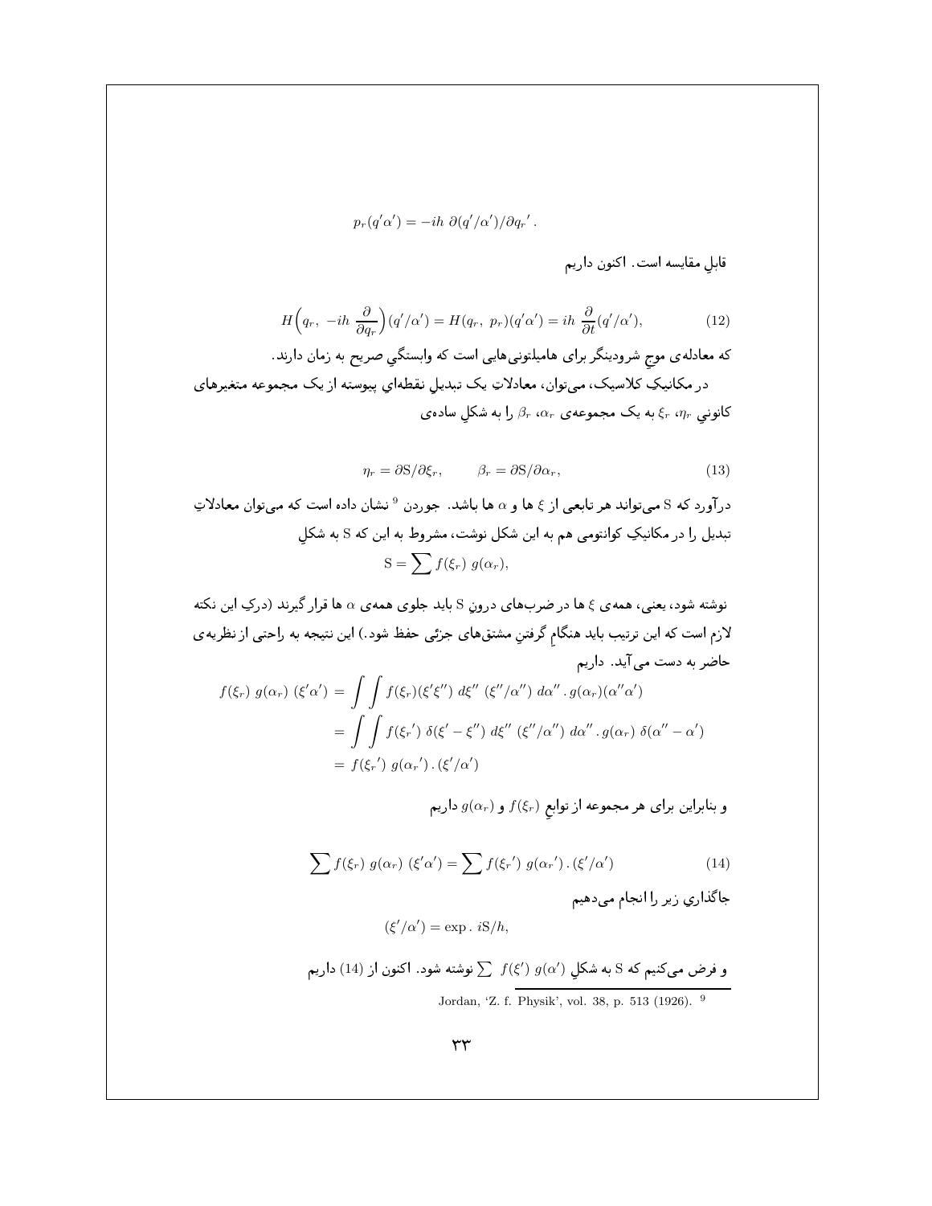$$p_r(q'\alpha') = -ih\ \partial(q'/\alpha')/\partial q_r'\,.$$

قابلِ مقایسه است. اکنون داریم

$$H\Big(q_r,\ -ih\ \frac{\partial}{\partial q_r}\Big)(q'/\alpha') = H(q_r,\ p_r)(q'\alpha') = ih\ \frac{\partial}{\partial t}(q'/\alpha'), \tag{12}$$

که معادله‌ی موجِ شرودینگر برای هامیلتونی‌هایی است که وابستگیِ صریح به زمان دارند.

در مکانیکِ کلاسیک، می‌توان، معادلاتِ یک تبدیلِ نقطه‌ایِ پیوسته از یک مجموعه متغیرهای کانونیِ $\eta_r$، $\xi_r$ به یک مجموعه‌ی $\alpha_r$، $\beta_r$ را به شکلِ ساده‌ی

$$\eta_r = \partial S/\partial \xi_r, \qquad \beta_r = \partial S/\partial \alpha_r, \tag{13}$$

درآورد که $S$ می‌تواند هر تابعی از $\xi$ ها و $\alpha$ ها باشد. جوردن [9] نشان داده است که می‌توان معادلاتِ تبدیل را در مکانیکِ کوانتومی هم به این شکل نوشت، مشروط به این که $S$ به شکلِ

$$S = \sum f(\xi_r)\ g(\alpha_r),$$

نوشته شود، یعنی، همه‌ی $\xi$ ها در ضرب‌های درونِ $S$ باید جلوی همه‌ی $\alpha$ ها قرار گیرند (درکِ این نکته لازم است که این ترتیب باید هنگامِ گرفتنِ مشتق‌های جزئی حفظ شود.) این نتیجه به راحتی از نظریه‌ی حاضر به دست می‌آید. داریم

$$\begin{aligned} f(\xi_r)\ g(\alpha_r)\ (\xi'\alpha') &= \int\int f(\xi_r)(\xi'\xi'')\ d\xi''\ (\xi''/\alpha'')\ d\alpha''\,.\,g(\alpha_r)(\alpha''\alpha') \\ &= \int\int f(\xi_r{}')\ \delta(\xi' - \xi'')\ d\xi''\ (\xi''/\alpha'')\ d\alpha''\,.\,g(\alpha_r)\ \delta(\alpha'' - \alpha') \\ &= f(\xi_r{}')\ g(\alpha_r{}')\,.\,(\xi'/\alpha') \end{aligned}$$

و بنابراین برای هر مجموعه از توابعِ $f(\xi_r)$ و $g(\alpha_r)$ داریم

$$\sum f(\xi_r)\ g(\alpha_r)\ (\xi'\alpha') = \sum f(\xi_r{}')\ g(\alpha_r{}')\,.\,(\xi'/\alpha') \tag{14}$$

جاگذاریِ زیر را انجام می‌دهیم

$$(\xi'/\alpha') = \exp.\ iS/h,$$

و فرض می‌کنیم که $S$ به شکلِ $\sum\ f(\xi')\ g(\alpha')$ نوشته شود. اکنون از (14) داریم

[9] Jordan, 'Z. f. Physik', vol. 38, p. 513 (1926).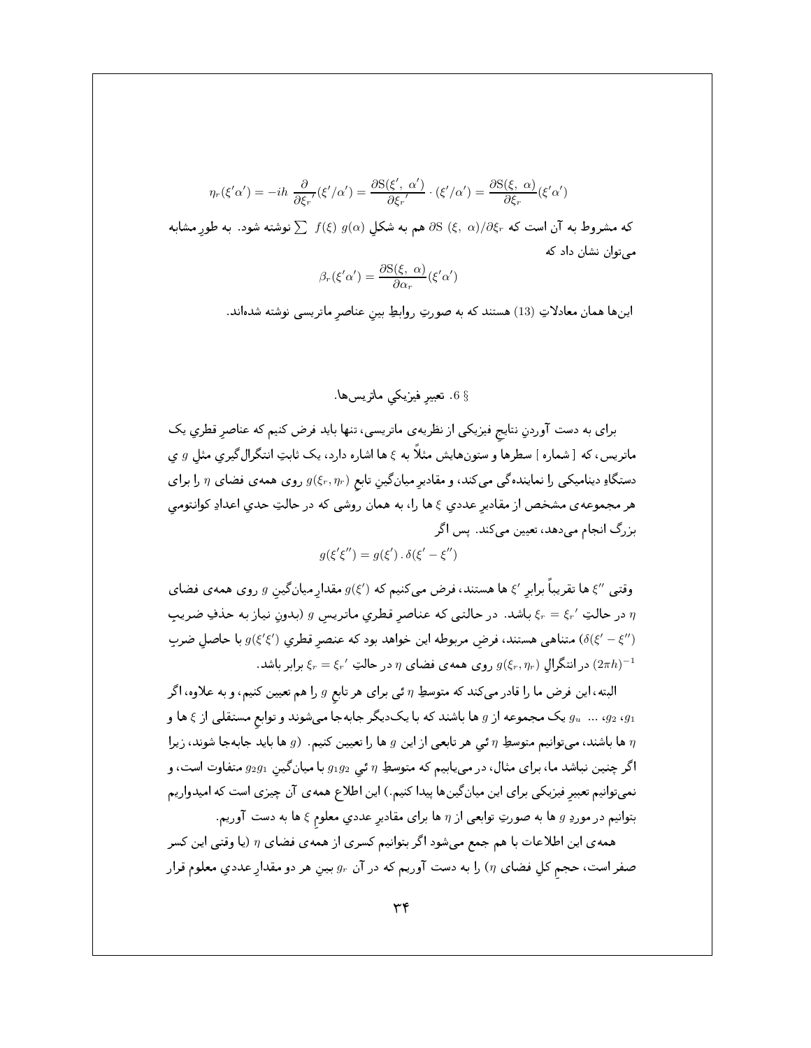$$\eta_r(\xi'\alpha') = -ih\,\frac{\partial}{\partial \xi_r{}'}(\xi'/\alpha') = \frac{\partial S(\xi',\ \alpha')}{\partial \xi_r{}'}\cdot(\xi'/\alpha') = \frac{\partial S(\xi,\ \alpha)}{\partial \xi_r}(\xi'\alpha')$$

که مشروط به آن است که $\partial S\ (\xi,\ \alpha)/\partial \xi_r$ هم به شکلِ $\sum\ f(\xi)\ g(\alpha)$ نوشته شود. به طورِ مشابه می‌توان نشان داد که

$$\beta_r(\xi'\alpha') = \frac{\partial S(\xi,\ \alpha)}{\partial \alpha_r}(\xi'\alpha')$$

این‌ها همان معادلاتِ (13) هستند که به صورتِ روابطِ بینِ عناصرِ ماتریسی نوشته شده‌اند.

## § 6. تعبیرِ فیزیکيِ ماتریس‌ها.

برای به دست آوردنِ نتایجِ فیزیکی از نظریه‌ی ماتریسی، تنها باید فرض کنیم که عناصرِ قطريِ یک ماتریس، که [ شماره ] سطرها و ستون‌هایش مثلاً به $\xi$ ها اشاره دارد، یک ثابتِ انتگرال‌گیريِ مثلِ $g$ يِ دستگاهِ دینامیکی را نماینده‌گی می‌کند، و مقادیرِ میانگینِ تابعِ $g(\xi_r, \eta_r)$ روی همه‌ی فضای $\eta$ را برای هر مجموعه‌ی مشخص از مقادیرِ عدديِ $\xi$ ها را، به همان روشی که در حالتِ حديِ اعدادِ کوانتوميِ بزرگ انجام می‌دهد، تعیین می‌کند. پس اگر

$$g(\xi'\xi'') = g(\xi')\ .\ \delta(\xi' - \xi'')$$

وقتی $\xi''$ ها تقریباً برابرِ $\xi'$ ها هستند، فرض می‌کنیم که $g(\xi')$ مقدارِ میانگینِ $g$ روی همه‌ی فضای $\eta$ در حالتِ $\xi_r = \xi_r{}'$ باشد. در حالتی که عناصرِ قطريِ ماتریسِ $g$ (بدونِ نیاز به حذفِ ضریبِ $(\delta(\xi' - \xi''))$ متناهی هستند، فرضِ مربوطه این خواهد بود که عنصرِ قطريِ $g(\xi'\xi')$ با حاصلِ ضربِ $(2\pi h)^{-1}$ در انتگرالِ $g(\xi_r, \eta_r)$ روی همه‌ی فضای $\eta$ در حالتِ $\xi_r = \xi_r{}'$ برابر باشد.

البته، این فرضِ ما را قادر می‌کند که متوسطِ $\eta$ ئي برای هر تابعِ $g$ را هم تعیین کنیم، و به علاوه، اگر $g_1$، $g_2$، ... $g_u$ یک مجموعه از $g$ ها باشند که با یک‌دیگر جابه‌جا می‌شوند و توابعِ مستقلی از $\xi$ ها و $\eta$ ها باشند، می‌توانیم متوسطِ $\eta$ ئيِ هر تابعی از این $g$ ها را تعیین کنیم. ($g$ ها باید جابه‌جا شوند، زیرا اگر چنین نباشد ما، برای مثال، در می‌یابیم که متوسطِ $\eta$ ئيِ $g_1g_2$ با میانگینِ $g_2g_1$ متفاوت است، و نمی‌توانیم تعبیرِ فیزیکی برای این میانگین‌ها پیدا کنیم.) این اطلاعِ همه‌ی آن چیزی است که امیدواریم بتوانیم در موردِ $g$ ها به صورتِ توابعی از $\eta$ ها برای مقادیرِ عدديِ معلومِ $\xi$ ها به دست آوریم.

همه‌ی این اطلاعات با هم جمع می‌شود اگر بتوانیم کسری از همه‌ی فضای $\eta$ (یا وقتی این کسر صفر است، حجمِ کلِ فضای $\eta$) را به دست آوریم که در آن $g_r$ بینِ هر دو مقدارِ عدديِ معلوم قرار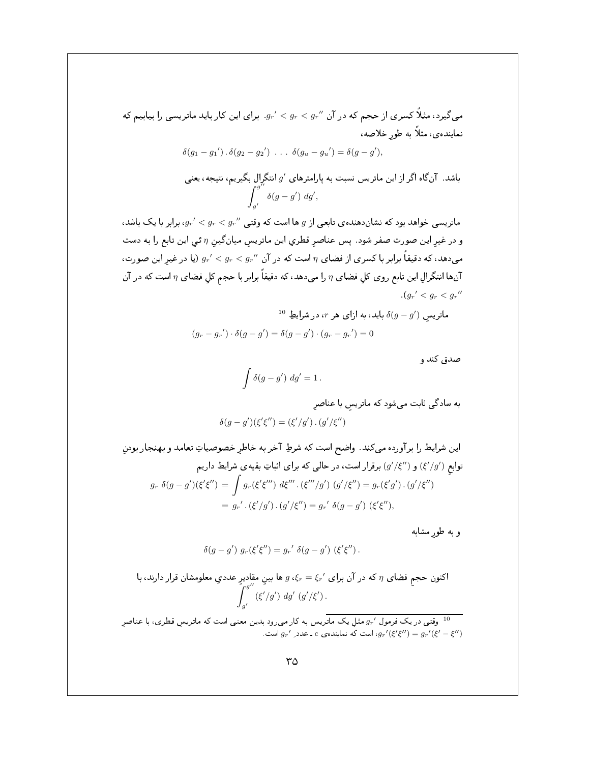می‌گیرد، مثلاً کسری از حجم که در آن $g_r{}' < g_r < g_r{}''$. برای این کار باید ماتریسی را بیابیم که نماینده‌ی، مثلاً به طورِ خلاصه،

$$\delta(g_1 - g_1{}') \,.\, \delta(g_2 - g_2{}') \;\; \ldots \;\; \delta(g_u - g_u{}') = \delta(g - g'),$$

باشد. آن‌گاه اگر از این ماتریس نسبت به پارامترهای $g'$ انتگرال بگیریم، نتیجه، یعنی

$$\int_{g'}^{g''} \delta(g - g') \; dg',$$

ماتریسی خواهد بود که نشان‌دهنده‌ی تابعی از $g$ ها است که وقتی $g_r{}' < g_r < g_r{}''$، برابر با یک باشد، و در غیرِ این صورت صفر شود. پس عناصرِ قطریِ این ماتریسِ میانگینِ $\eta$ ئیِ این تابع را به دست می‌دهد، که دقیقاً برابر با کسری از فضای $\eta$ است که در آن $g_r{}' < g_r < g_r{}''$ (یا در غیرِ این صورت، آن‌ها انتگرالِ این تابع روی کلِ فضای $\eta$ را می‌دهد، که دقیقاً برابر با حجمِ کلِ فضای $\eta$ است که در آن $g_r{}' < g_r < g_r{}''$).

ماتریسِ $\delta(g - g')$ باید، به ازای هر $r$، در شرایطِ [10]

$$(g_r - g_r{}') \cdot \delta(g - g') = \delta(g - g') \cdot (g_r - g_r{}') = 0$$

صدق کند و

$$\int \delta(g - g') \; dg' = 1\,.$$

به سادگی ثابت می‌شود که ماتریسِ با عناصرِ

$$\delta(g - g')(\xi'\xi'') = (\xi'/g') \,.\, (g'/\xi'')$$

این شرایط را برآورده می‌کند. واضح است که شرطِ آخر به خاطرِ خصوصیاتِ تعامد و بهنجار بودنِ توابعِ $(\xi'/g')$ و $(g'/\xi'')$ برقرار است، در حالی که برای اثباتِ بقیه‌ی شرایط داریم

$$\begin{aligned} g_r \; \delta(g - g')(\xi'\xi'') &= \int g_r(\xi'\xi''') \; d\xi''' \,.\, (\xi'''/g') \; (g'/\xi'') = g_r(\xi'g') \,.\, (g'/\xi'') \\ &= g_r{}' \,.\, (\xi'/g') \,.\, (g'/\xi'') = g_r{}' \; \delta(g - g') \; (\xi'\xi''), \end{aligned}$$

و به طورِ مشابه

$$\delta(g - g') \; g_r(\xi'\xi'') = g_r{}' \; \delta(g - g') \; (\xi'\xi'')\,.$$

اکنون حجمِ فضای $\eta$ که در آن برای $\xi_r = \xi_r{}'$، $g$ ها بینِ مقادیرِ عدديِ معلومشان قرار دارند، با

$$\int_{g'}^{g''} (\xi'/g') \; dg' \; (g'/\xi')\,.$$

---

[10] وقتی در یک فرمول $g_r{}'$ مثلِ یک ماتریس به کار می‌رود بدین معنی است که ماتریسِ قطری، با عناصرِ $g_r{}'(\xi'\xi'') = g_r{}'(\xi' - \xi'')$، است که نماینده‌ی c ـ عددِ $g_r{}'$ است.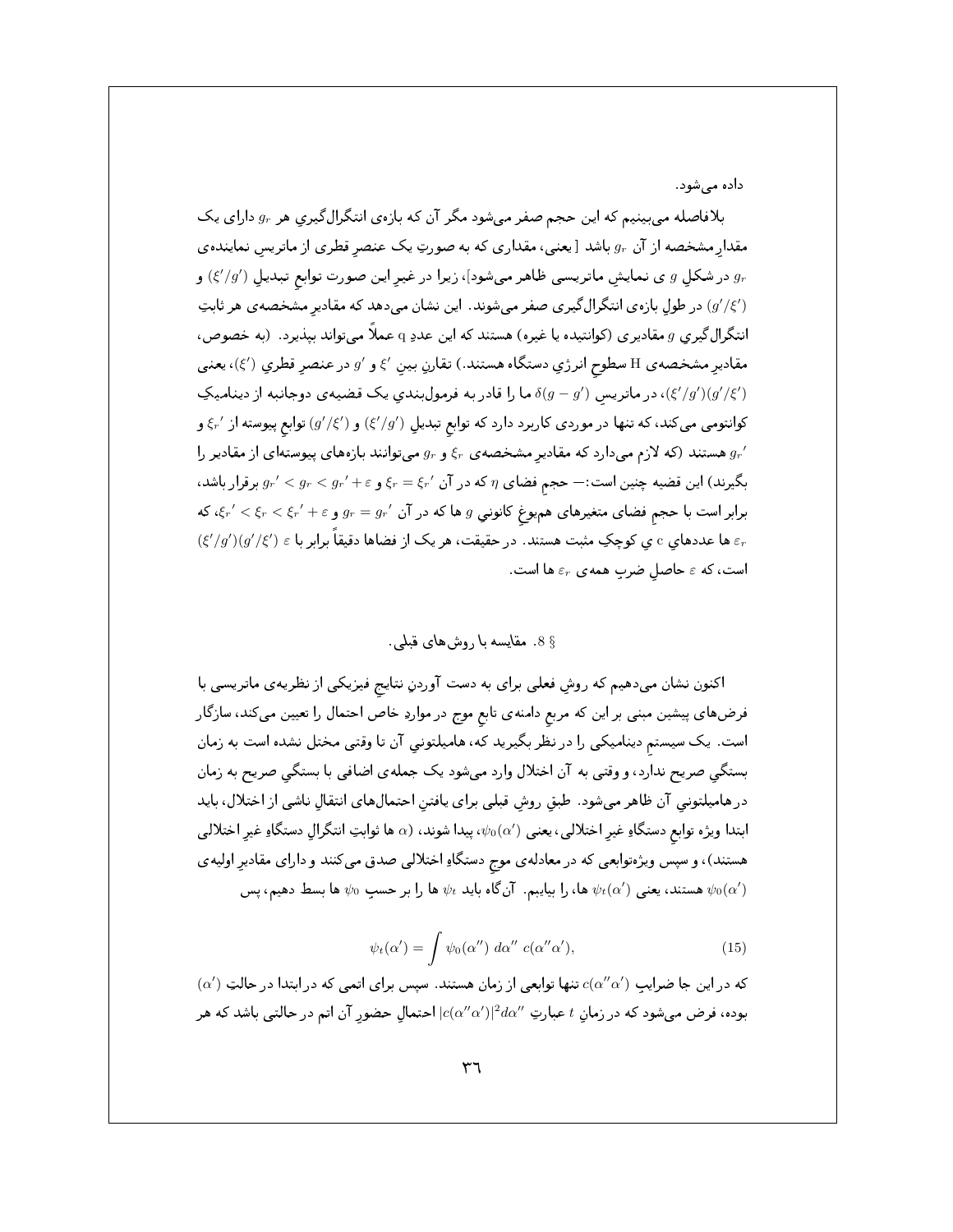داده می‌شود.

بلافاصله می‌بینیم که این حجم صفر می‌شود مگر آن که بازه‌ی انتگرال‌گیریِ هر $g_r$ دارای یک مقدارِ مشخصه از آن $g_r$ باشد [ یعنی، مقداری که به صورتِ یک عنصرِ قطری از ماتریسِ نماینده‌ی $g_r$ در شکلِ $g$ ی نمایشِ ماتریسی ظاهر می‌شود]، زیرا در غیرِ این صورت توابعِ تبدیلِ $(\xi'/g')$ و $(g'/\xi')$ در طولِ بازه‌ی انتگرال‌گیری صفر می‌شوند. این نشان می‌دهد که مقادیرِ مشخصه‌ی هر ثابتِ انتگرال‌گیریِ $g$ مقادیری (کوانتیده یا غیره) هستند که این عددِ q عملاً می‌تواند بپذیرد. (به خصوص، مقادیرِ مشخصه‌ی H سطوحِ انرژیِ دستگاه هستند.) تقارنِ بینِ $\xi'$ و $g'$ در عنصرِ قطریِ $(\xi')$، یعنی $(\xi'/g')(g'/\xi')$، در ماتریسِ $\delta(g-g')$ ما را قادر به فرمول‌بندیِ یک قضیه‌ی دوجانبه از دینامیکِ کوانتومی می‌کند، که تنها در موردی کاربرد دارد که توابعِ تبدیلِ $(\xi'/g')$ و $(g'/\xi')$ توابعِ پیوسته از $\xi_r'$ و $g_r'$ هستند (که لازم می‌دارد که مقادیرِ مشخصه‌ی $\xi_r$ و $g_r$ می‌توانند بازه‌های پیوسته‌ای از مقادیر را بگیرند) این قضیه چنین است:— حجمِ فضای $\eta$ که در آن $\xi_r = \xi_r'$ و $g_r' < g_r < g_r' + \varepsilon$ برقرار باشد، برابر است با حجمِ فضای متغیرهای هم‌یوغِ کانونیِ $g$ ها که در آن $g_r = g_r'$ و $\xi_r' < \xi_r < \xi_r' + \varepsilon$، که $\varepsilon_r$ ها عددهایِ c یِ کوچکِ مثبت هستند. در حقیقت، هر یک از فضاها دقیقاً برابر با $\varepsilon\ (\xi'/g')(g'/\xi')$ است، که $\varepsilon$ حاصلِ ضربِ همه‌ی $\varepsilon_r$ ها است.

## § 8. مقایسه با روش‌های قبلی.

اکنون نشان می‌دهیم که روشِ فعلی برای به دست آوردنِ نتایجِ فیزیکی از نظریه‌ی ماتریسی با فرض‌های پیشین مبنی بر این که مربعِ دامنه‌ی تابعِ موج در مواردِ خاص احتمال را تعیین می‌کند، سازگار است. یک سیستمِ دینامیکی را در نظر بگیرید که، هامیلتونیِ آن تا وقتی مختل نشده است به زمان بستگیِ صریح ندارد، و وقتی به آن اختلال وارد می‌شود یک جمله‌ی اضافی با بستگیِ صریح به زمان در هامیلتونیِ آن ظاهر می‌شود. طبقِ روشِ قبلی برای یافتنِ احتمال‌های انتقالِ ناشی از اختلال، باید ابتدا ویژه توابعِ دستگاهِ غیرِ اختلالی، یعنی $\psi_0(\alpha')$، پیدا شوند، ($\alpha$ ها ثوابتِ انتگرالِ دستگاهِ غیرِ اختلالی هستند)، و سپس ویژه‌توابعی که در معادله‌ی موجِ دستگاهِ اختلالی صدق می‌کنند و دارای مقادیرِ اولیه‌ی $\psi_0(\alpha')$ هستند، یعنی $\psi_t(\alpha')$ ها، را بیابیم. آن‌گاه باید $\psi_t$ ها را بر حسبِ $\psi_0$ ها بسط دهیم، پس

$$\psi_t(\alpha') = \int \psi_0(\alpha'')\ d\alpha''\ c(\alpha''\alpha'), \tag{15}$$

که در این جا ضرایبِ $c(\alpha''\alpha')$ تنها توابعی از زمان هستند. سپس برای اتمی که در ابتدا در حالتِ $(\alpha')$ بوده، فرض می‌شود که در زمانِ $t$ عبارتِ $|c(\alpha''\alpha')|^2 d\alpha''$ احتمالِ حضورِ آن اتم در حالتی باشد که هر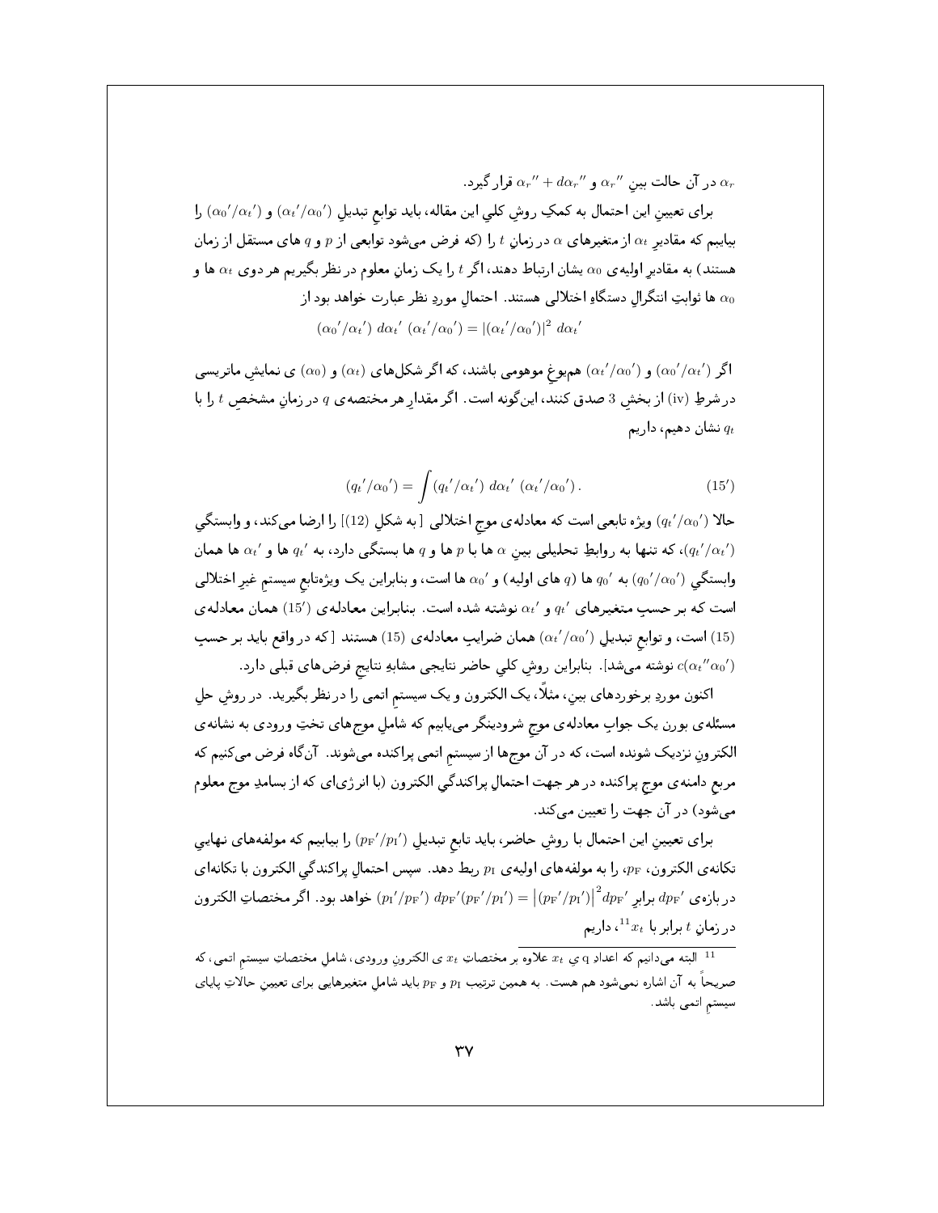$\alpha_r$ در آن حالت بینِ $\alpha_r''$ و $\alpha_r'' + d\alpha_r''$ قرار گیرد.

برای تعیینِ این احتمال به کمکِ روشِ کلیِ این مقاله، باید توابعِ تبدیلِ $(\alpha_t'/\alpha_0')$ و $(\alpha_0'/\alpha_t')$ را بیابیم که مقادیرِ $\alpha_t$ از متغیرهای $\alpha$ در زمانِ $t$ را (که فرض می‌شود توابعی از $p$ و $q$ های مستقل از زمان هستند) به مقادیرِ اولیه‌ی $\alpha_0$ یشان ارتباط دهند، اگر $t$ را یک زمانِ معلوم در نظر بگیریم هر دوی $\alpha_t$ ها و $\alpha_0$ ها ثوابتِ انتگرالِ دستگاهِ اختلالی هستند. احتمالِ موردِ نظر عبارت خواهد بود از

$$(\alpha_0'/\alpha_t')\ d\alpha_t'\ (\alpha_t'/\alpha_0') = |(\alpha_t'/\alpha_0')|^2\ d\alpha_t'$$

اگر $(\alpha_0'/\alpha_t')$ و $(\alpha_t'/\alpha_0')$ هم‌یوغِ موهومی باشند، که اگر شکل‌های $(\alpha_t)$ و $(\alpha_0)$ ی نمایشِ ماتریسی در شرطِ (iv) از بخشِ 3 صدق کنند، این‌گونه است. اگر مقدارِ هر مختصه‌ی $q$ در زمانِ مشخصِ $t$ را با $q_t$ نشان دهیم، داریم

$$(q_t'/\alpha_0') = \int (q_t'/\alpha_t')\ d\alpha_t'\ (\alpha_t'/\alpha_0')\,. \tag{15'}$$

حالا $(q_t'/\alpha_0')$ ویژه تابعی است که معادله‌ی موجِ اختلالی [ به شکلِ (12)] را ارضا می‌کند، و وابستگیِ $(q_t'/\alpha_t')$، که تنها به روابطِ تحلیلی بینِ $\alpha$ ها با $p$ ها و $q$ ها بستگی دارد، به $q_t'$ ها و $\alpha_t'$ ها همان وابستگیِ $(q_0'/\alpha_0')$ به $q_0'$ ها ($q$ های اولیه) و $\alpha_0'$ ها است، و بنابراین یک ویژه‌تابعِ سیستمِ غیرِ اختلالی است که بر حسبِ متغیرهای $q_t'$ و $\alpha_t'$ نوشته شده است. بنابراین معادله‌ی $(15')$ همان معادله‌ی (15) است، و توابعِ تبدیلِ $(\alpha_t'/\alpha_0')$ همان ضرایبِ معادله‌ی (15) هستند [ که در واقع باید بر حسبِ $c(\alpha_t''\alpha_0')$ نوشته می‌شد]. بنابراین روشِ کلیِ حاضر نتایجی مشابهِ نتایجِ فرض‌های قبلی دارد.

اکنون موردِ برخوردهای بینِ، مثلاً، یک الکترون و یک سیستمِ اتمی را در نظر بگیرید. در روشِ حلِ مسئله‌ی بورن یک جوابِ معادله‌ی موجِ شرودینگر می‌یابیم که شاملِ موج‌های تختِ ورودی به نشانه‌ی الکترونِ نزدیک شونده است، که در آن موج‌ها از سیستمِ اتمی پراکنده می‌شوند. آن‌گاه فرض می‌کنیم که مربعِ دامنه‌ی موجِ پراکنده در هر جهت احتمالِ پراکندگیِ الکترون (با انرژی‌ای که از بسامدِ موج معلوم می‌شود) در آن جهت را تعیین می‌کند.

برای تعیینِ این احتمال با روشِ حاضر، باید تابعِ تبدیلِ $(p_F'/p_I')$ را بیابیم که مولفه‌های نهاییِ تکانه‌ی الکترون، $p_F$، را به مولفه‌های اولیه‌ی $p_I$ ربط دهد. سپس احتمالِ پراکندگیِ الکترون با تکانه‌ای در بازه‌ی $dp_F'$ برابرِ $(p_I'/p_F')\ dp_F'(p_F'/p_I') = \left|(p_F'/p_I')\right|^2 dp_F'$ خواهد بود. اگر مختصاتِ الکترون در زمانِ $t$ برابر با $x_t$[11]، داریم

---

[11] البته می‌دانیم که اعدادِ q یِ $x_t$ علاوه بر مختصاتِ $x_t$ ی الکترونِ ورودی، شاملِ مختصاتِ سیستمِ اتمی، که صریحاً به آن اشاره نمی‌شود هم هست. به همین ترتیب $p_I$ و $p_F$ باید شاملِ متغیرهایی برای تعیینِ حالاتِ پایای سیستمِ اتمی باشد.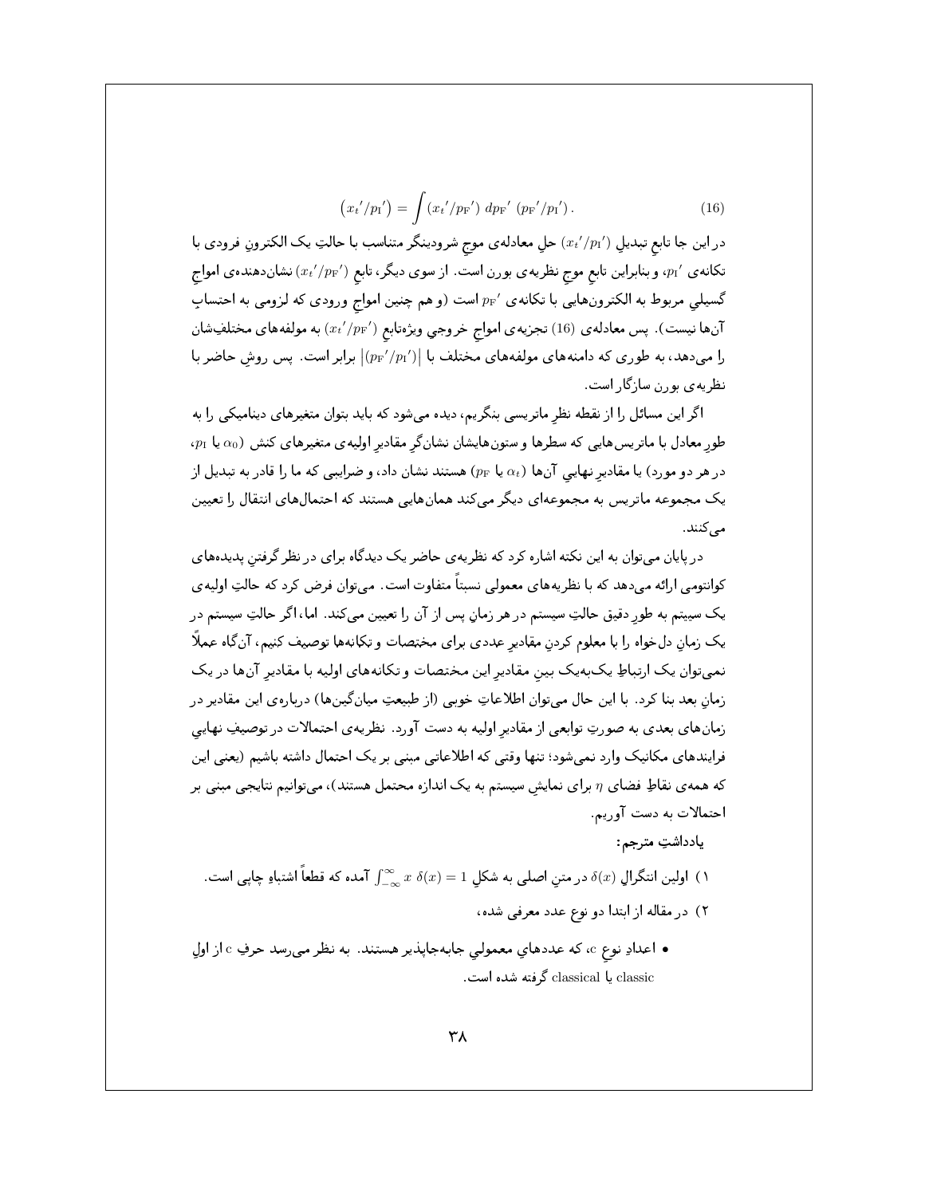$$\left(x_t{}'/p_{\mathrm{I}}{}'\right) = \int \left(x_t{}'/p_{\mathrm{F}}{}'\right)\, dp_{\mathrm{F}}{}'\, \left(p_{\mathrm{F}}{}'/p_{\mathrm{I}}{}'\right). \tag{16}$$

در این جا تابع تبدیلِ $(x_t{}'/p_{\mathrm{I}}{}')$ حلِ معادله‌ی موجِ شرودینگر متناسب با حالتِ یک الکترونِ فرودی با تکانه‌ی $p_{\mathrm{I}}{}'$، و بنابراین تابع موجِ نظریه‌ی بورن است. از سوی دیگر، تابعِ $(x_t{}'/p_{\mathrm{F}}{}')$ نشان‌دهنده‌ی امواجِ گسیلیِ مربوط به الکترون‌هایی با تکانه‌ی $p_{\mathrm{F}}{}'$ است (و هم چنین امواجِ ورودی که لزومی به احتسابِ آن‌ها نیست). پس معادله‌ی (16) تجزیه‌ی امواجِ خروجیِ ویژه‌تابعِ $(x_t{}'/p_{\mathrm{F}}{}')$ به مولفه‌های مختلفِشان را می‌دهد، به طوری که دامنه‌های مولفه‌های مختلف با $|(p_{\mathrm{F}}{}'/p_{\mathrm{I}}{}')|$ برابر است. پس روشِ حاضر با نظریه‌ی بورن سازگار است.

اگر این مسائل را از نقطه نظرِ ماتریسی بنگریم، دیده می‌شود که باید بتوان متغیرهای دینامیکی را به طورِ معادل با ماتریس‌هایی که سطرها و ستون‌هایشان نشان‌گرِ مقادیرِ اولیه‌ی متغیرهای کنش ($\alpha_0$ یا $p_{\mathrm{I}}$، در هر دو مورد) یا مقادیرِ نهاییِ آن‌ها ($\alpha_t$ یا $p_{\mathrm{F}}$) هستند نشان داد، و ضرایبی که ما را قادر به تبدیل از یک مجموعه ماتریس به مجموعه‌ای دیگر می‌کند همان‌هایی هستند که احتمال‌های انتقال را تعیین می‌کنند.

در پایان می‌توان به این نکته اشاره کرد که نظریه‌ی حاضر یک دیدگاه برای در نظر گرفتنِ پدیده‌های کوانتومی ارائه می‌دهد که با نظریه‌های معمولی نسبتاً متفاوت است. می‌توان فرض کرد که حالتِ اولیه‌ی یک سیستم به طورِ دقیق حالتِ سیستم در هر زمانِ پس از آن را تعیین می‌کند. اما، اگر حالتِ سیستم در یک زمانِ دل‌خواه را با معلوم کردنِ مقادیرِ عددی برای مختصات و تکانه‌ها توصیف کنیم، آن‌گاه عملاً نمی‌توان یک ارتباطِ یک‌به‌یک بینِ مقادیرِ این مختصات و تکانه‌های اولیه با مقادیرِ آن‌ها در یک زمانِ بعد بنا کرد. با این حال می‌توان اطلاعاتِ خوبی (از طبیعتِ میانگین‌ها) درباره‌ی این مقادیر در زمان‌های بعدی به صورتِ توابعی از مقادیرِ اولیه به دست آورد. نظریه‌ی احتمالات در توصیفِ نهاییِ فرایندهای مکانیک وارد نمی‌شود؛ تنها وقتی که اطلاعاتی مبنی بر یک احتمال داشته باشیم (یعنی این که همه‌ی نقاطِ فضای $\eta$ برای نمایشِ سیستم به یک اندازه محتمل هستند)، می‌توانیم نتایجی مبنی بر احتمالات به دست آوریم.

یادداشتِ مترجم:

۱) اولین انتگرالِ $\delta(x)$ در متنِ اصلی به شکلِ $\int_{-\infty}^{\infty} x\, \delta(x) = 1$ آمده که قطعاً اشتباهِ چاپی است.

۲) در مقاله از ابتدا دو نوع عدد معرفی شده،

- اعدادِ نوعِ c، که عددهایِ معمولیِ جابه‌جاپذیر هستند. به نظر می‌رسد حرفِ c از اولِ classic یا classical گرفته شده است.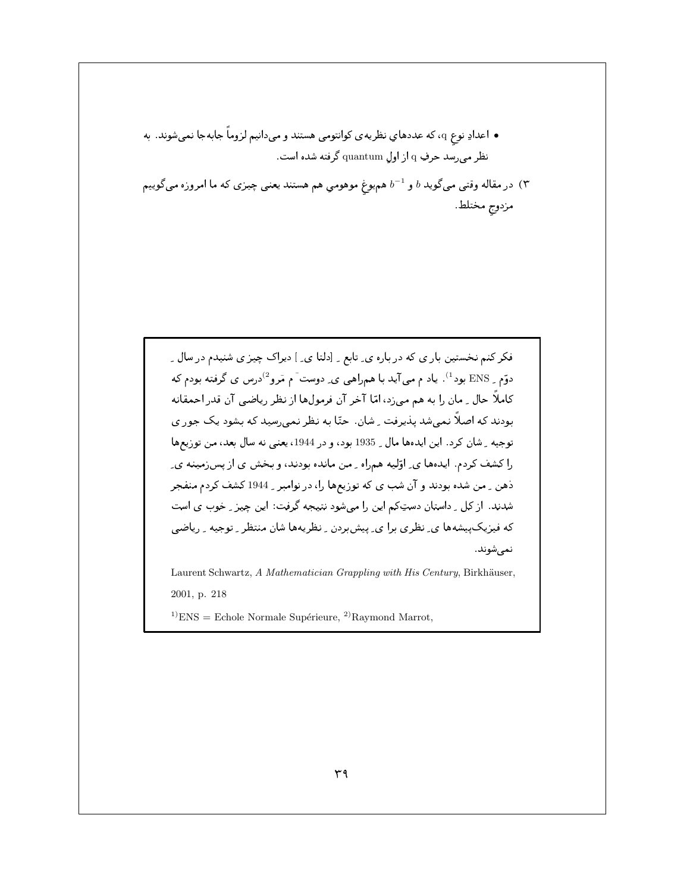- اعدادِ نوعِ q، که عددهايِ نظريه‌ی کوانتومی هستند و می‌دانيم لزوماً جابه‌جا نمی‌شوند. به نظر می‌رسد حرفِ q از اولِ quantum گرفته شده است.

۳) در مقاله وقتی می‌گويد $b$ و $b^{-1}$ هم‌یوغِ موهومي هم هستند يعنی چيزی که ما امروزه می‌گوييم مزدوجِ مختلط.

---

فکر کنم نخستين باری که درباره یِ تابع ـ [دلتا یِ] ديراک چيزی شنيدم در سال ـ دوّم ـ ENS بود[1]. ياد م می‌آيد با هم‌راهی یِ دوست ـ م مَرو[2] درس ی گرفته بودم که کاملاً حال ـ مان را به هم می‌زد، امّا آخر آن فرمول‌ها از نظر رياضی آن قدر احمقانه بودند که اصلاً نمی‌شد پذيرفت ـ شان. حتّا به نظر نمی‌رسيد که بشود يک جوری توجيه ـ شان کرد. اين ايده‌ها مال ـ 1935 بود، و در 1944، يعنی نه سال بعد، من توزيع‌ها را کشف کردم. ايده‌ها یِ اوّليه هم‌راه ـ من مانده بودند، و بخش ی از پس‌زمينه یِ ذهن ـ من شده بودند و آن شب ی که توزيع‌ها را، در نوامبر ـ 1944 کشف کردم منفجر شدند. از کل ـ داستان دستِ‌کم اين را می‌شود نتيجه گرفت: اين چيز ـ خوب ی است که فيزيک‌پيشه‌ها یِ نظری برا یِ پيش‌بردن ـ نظريه‌ها شان منتظر ـ توجيه ـ رياضی نمی‌شوند.

Laurent Schwartz, *A Mathematician Grappling with His Century*, Birkhäuser, 2001, p. 218

[1] ENS = Echole Normale Supérieure, [2] Raymond Marrot,